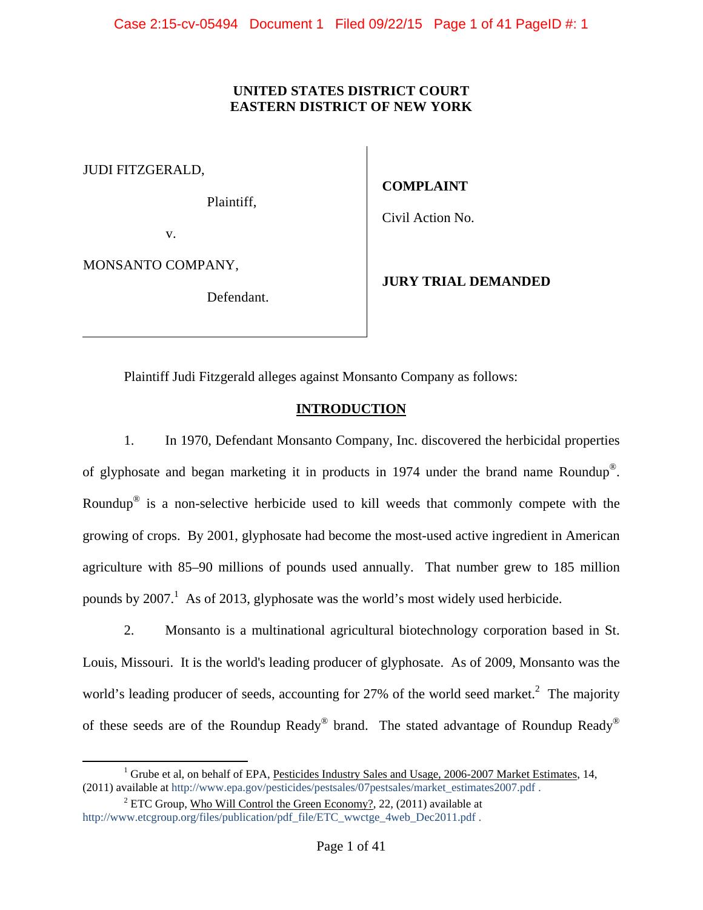**UNITED STATES DISTRICT COURT**
**EASTERN DISTRICT OF NEW YORK**

| | |
|---|---|
| JUDI FITZGERALD, Plaintiff, v. MONSANTO COMPANY, Defendant. | **COMPLAINT** Civil Action No. **JURY TRIAL DEMANDED** |

Plaintiff Judi Fitzgerald alleges against Monsanto Company as follows:

## INTRODUCTION

1. In 1970, Defendant Monsanto Company, Inc. discovered the herbicidal properties of glyphosate and began marketing it in products in 1974 under the brand name Roundup®. Roundup® is a non-selective herbicide used to kill weeds that commonly compete with the growing of crops. By 2001, glyphosate had become the most-used active ingredient in American agriculture with 85–90 millions of pounds used annually. That number grew to 185 million pounds by 2007.[1] As of 2013, glyphosate was the world's most widely used herbicide.

2. Monsanto is a multinational agricultural biotechnology corporation based in St. Louis, Missouri. It is the world's leading producer of glyphosate. As of 2009, Monsanto was the world's leading producer of seeds, accounting for 27% of the world seed market.[2] The majority of these seeds are of the Roundup Ready® brand. The stated advantage of Roundup Ready®

[1] Grube et al, on behalf of EPA, Pesticides Industry Sales and Usage, 2006-2007 Market Estimates, 14, (2011) available at http://www.epa.gov/pesticides/pestsales/07pestsales/market_estimates2007.pdf .

[2] ETC Group, Who Will Control the Green Economy?, 22, (2011) available at http://www.etcgroup.org/files/publication/pdf_file/ETC_wwctge_4web_Dec2011.pdf .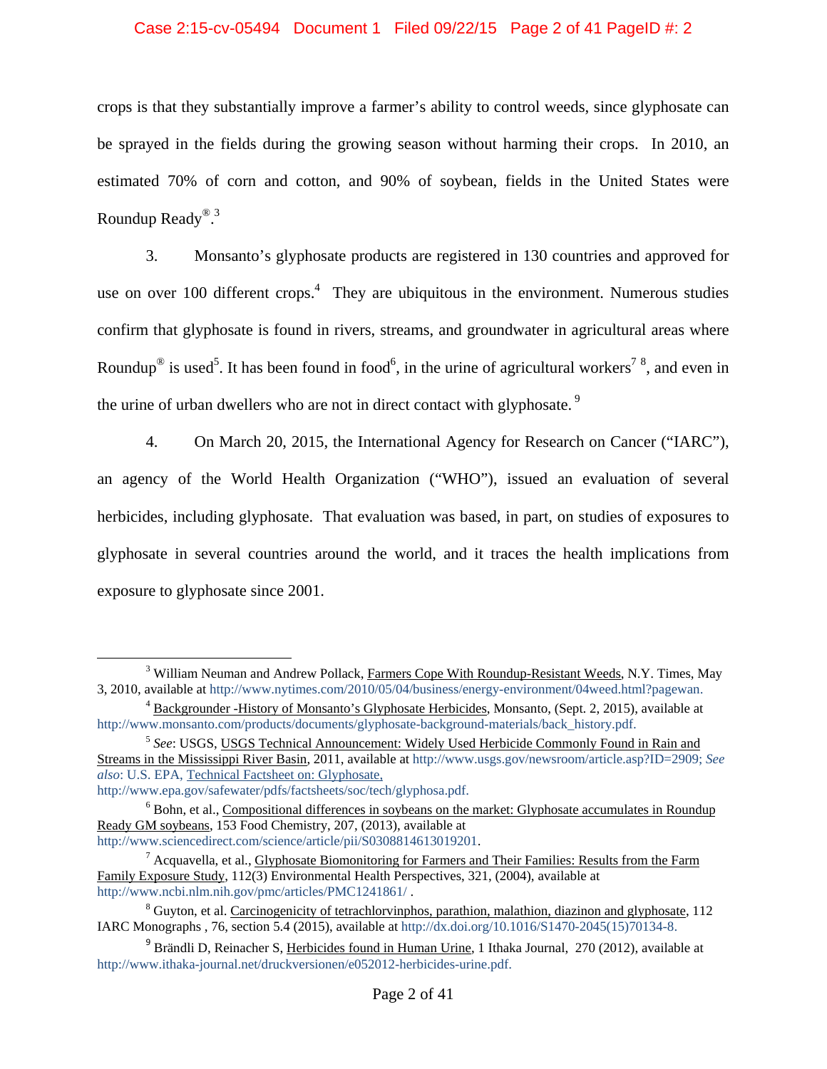crops is that they substantially improve a farmer's ability to control weeds, since glyphosate can be sprayed in the fields during the growing season without harming their crops. In 2010, an estimated 70% of corn and cotton, and 90% of soybean, fields in the United States were Roundup Ready®.[3]

3. Monsanto's glyphosate products are registered in 130 countries and approved for use on over 100 different crops.[4] They are ubiquitous in the environment. Numerous studies confirm that glyphosate is found in rivers, streams, and groundwater in agricultural areas where Roundup® is used[5]. It has been found in food[6], in the urine of agricultural workers[7] [8], and even in the urine of urban dwellers who are not in direct contact with glyphosate.[9]

4. On March 20, 2015, the International Agency for Research on Cancer ("IARC"), an agency of the World Health Organization ("WHO"), issued an evaluation of several herbicides, including glyphosate. That evaluation was based, in part, on studies of exposures to glyphosate in several countries around the world, and it traces the health implications from exposure to glyphosate since 2001.

---

[3] William Neuman and Andrew Pollack, Farmers Cope With Roundup-Resistant Weeds, N.Y. Times, May 3, 2010, available at http://www.nytimes.com/2010/05/04/business/energy-environment/04weed.html?pagewan.

[4] Backgrounder -History of Monsanto's Glyphosate Herbicides, Monsanto, (Sept. 2, 2015), available at http://www.monsanto.com/products/documents/glyphosate-background-materials/back_history.pdf.

[5] *See*: USGS, USGS Technical Announcement: Widely Used Herbicide Commonly Found in Rain and Streams in the Mississippi River Basin, 2011, available at http://www.usgs.gov/newsroom/article.asp?ID=2909; *See also*: U.S. EPA, Technical Factsheet on: Glyphosate, http://www.epa.gov/safewater/pdfs/factsheets/soc/tech/glyphosa.pdf.

[6] Bohn, et al., Compositional differences in soybeans on the market: Glyphosate accumulates in Roundup Ready GM soybeans, 153 Food Chemistry, 207, (2013), available at http://www.sciencedirect.com/science/article/pii/S0308814613019201.

[7] Acquavella, et al., Glyphosate Biomonitoring for Farmers and Their Families: Results from the Farm Family Exposure Study, 112(3) Environmental Health Perspectives, 321, (2004), available at http://www.ncbi.nlm.nih.gov/pmc/articles/PMC1241861/ .

[8] Guyton, et al. Carcinogenicity of tetrachlorvinphos, parathion, malathion, diazinon and glyphosate, 112 IARC Monographs , 76, section 5.4 (2015), available at http://dx.doi.org/10.1016/S1470-2045(15)70134-8.

[9] Brändli D, Reinacher S, Herbicides found in Human Urine, 1 Ithaka Journal, 270 (2012), available at http://www.ithaka-journal.net/druckversionen/e052012-herbicides-urine.pdf.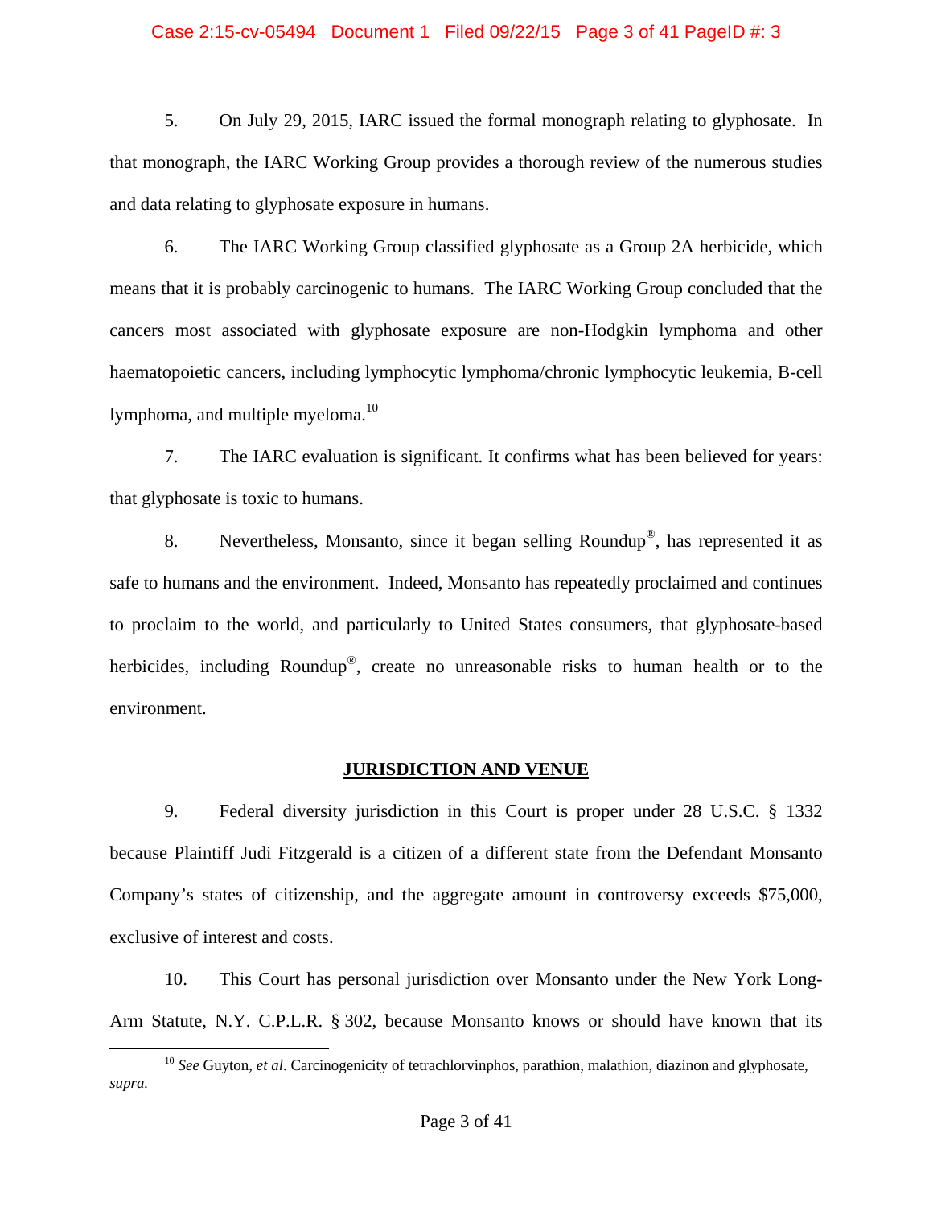5. On July 29, 2015, IARC issued the formal monograph relating to glyphosate. In that monograph, the IARC Working Group provides a thorough review of the numerous studies and data relating to glyphosate exposure in humans.

6. The IARC Working Group classified glyphosate as a Group 2A herbicide, which means that it is probably carcinogenic to humans. The IARC Working Group concluded that the cancers most associated with glyphosate exposure are non-Hodgkin lymphoma and other haematopoietic cancers, including lymphocytic lymphoma/chronic lymphocytic leukemia, B-cell lymphoma, and multiple myeloma.[10]

7. The IARC evaluation is significant. It confirms what has been believed for years: that glyphosate is toxic to humans.

8. Nevertheless, Monsanto, since it began selling Roundup®, has represented it as safe to humans and the environment. Indeed, Monsanto has repeatedly proclaimed and continues to proclaim to the world, and particularly to United States consumers, that glyphosate-based herbicides, including Roundup®, create no unreasonable risks to human health or to the environment.

## JURISDICTION AND VENUE

9. Federal diversity jurisdiction in this Court is proper under 28 U.S.C. § 1332 because Plaintiff Judi Fitzgerald is a citizen of a different state from the Defendant Monsanto Company's states of citizenship, and the aggregate amount in controversy exceeds $75,000, exclusive of interest and costs.

10. This Court has personal jurisdiction over Monsanto under the New York Long-Arm Statute, N.Y. C.P.L.R. § 302, because Monsanto knows or should have known that its

---

[10] *See* Guyton, *et al*. Carcinogenicity of tetrachlorvinphos, parathion, malathion, diazinon and glyphosate, *supra.*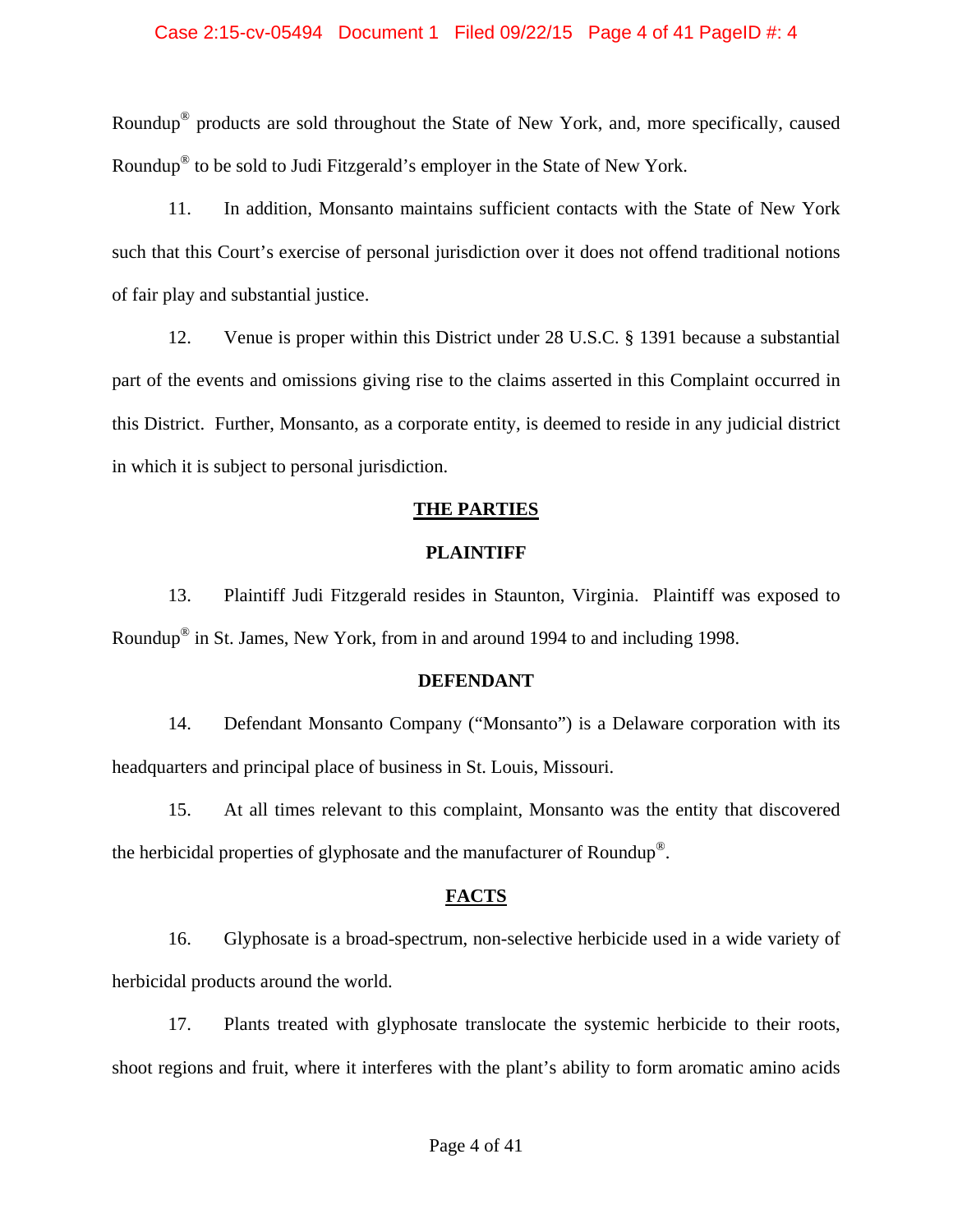Roundup® products are sold throughout the State of New York, and, more specifically, caused Roundup® to be sold to Judi Fitzgerald's employer in the State of New York.

11. In addition, Monsanto maintains sufficient contacts with the State of New York such that this Court's exercise of personal jurisdiction over it does not offend traditional notions of fair play and substantial justice.

12. Venue is proper within this District under 28 U.S.C. § 1391 because a substantial part of the events and omissions giving rise to the claims asserted in this Complaint occurred in this District. Further, Monsanto, as a corporate entity, is deemed to reside in any judicial district in which it is subject to personal jurisdiction.

## THE PARTIES

### PLAINTIFF

13. Plaintiff Judi Fitzgerald resides in Staunton, Virginia. Plaintiff was exposed to Roundup® in St. James, New York, from in and around 1994 to and including 1998.

### DEFENDANT

14. Defendant Monsanto Company ("Monsanto") is a Delaware corporation with its headquarters and principal place of business in St. Louis, Missouri.

15. At all times relevant to this complaint, Monsanto was the entity that discovered the herbicidal properties of glyphosate and the manufacturer of Roundup®.

## FACTS

16. Glyphosate is a broad-spectrum, non-selective herbicide used in a wide variety of herbicidal products around the world.

17. Plants treated with glyphosate translocate the systemic herbicide to their roots, shoot regions and fruit, where it interferes with the plant's ability to form aromatic amino acids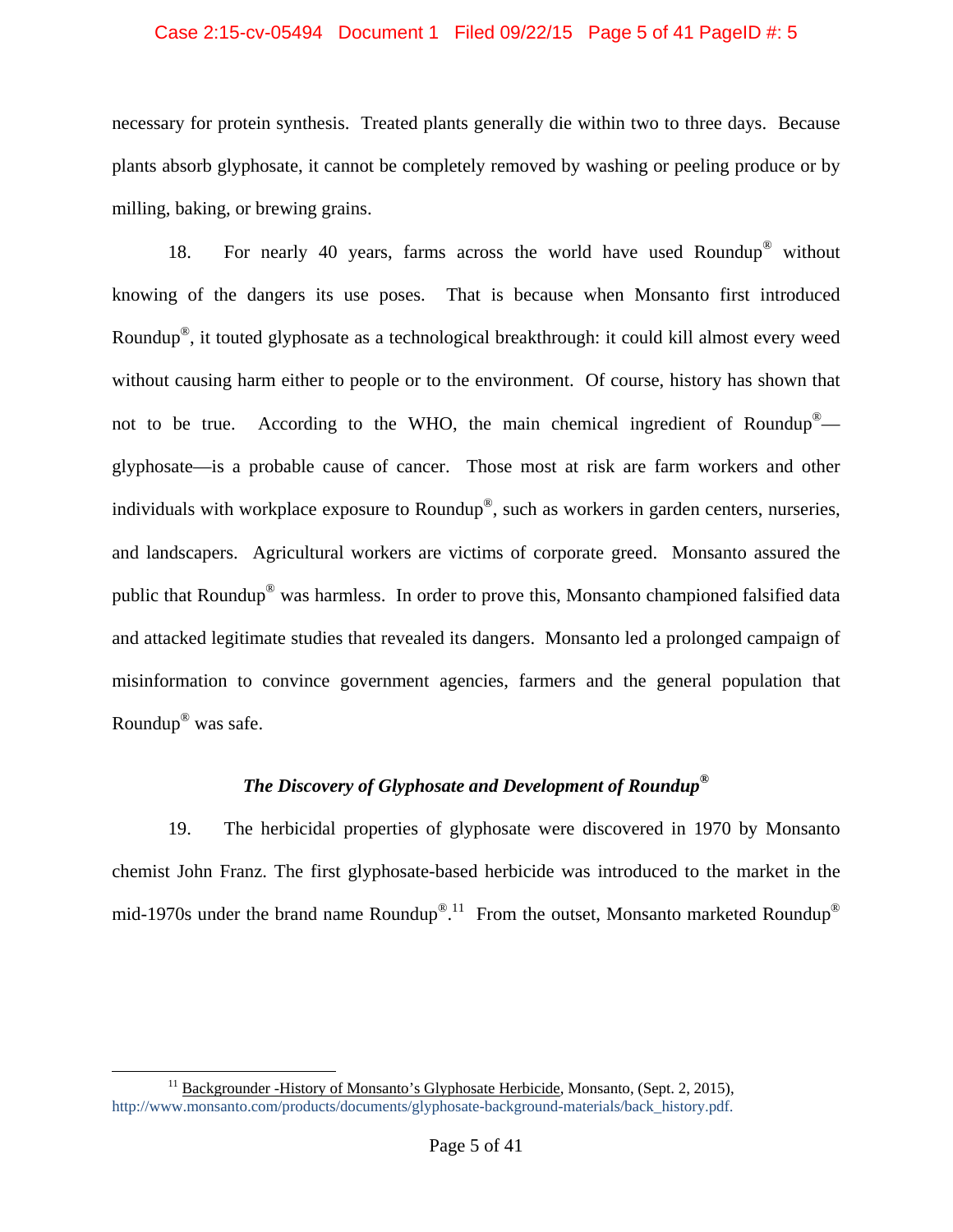necessary for protein synthesis. Treated plants generally die within two to three days. Because plants absorb glyphosate, it cannot be completely removed by washing or peeling produce or by milling, baking, or brewing grains.

18. For nearly 40 years, farms across the world have used Roundup® without knowing of the dangers its use poses. That is because when Monsanto first introduced Roundup®, it touted glyphosate as a technological breakthrough: it could kill almost every weed without causing harm either to people or to the environment. Of course, history has shown that not to be true. According to the WHO, the main chemical ingredient of Roundup®—glyphosate—is a probable cause of cancer. Those most at risk are farm workers and other individuals with workplace exposure to Roundup®, such as workers in garden centers, nurseries, and landscapers. Agricultural workers are victims of corporate greed. Monsanto assured the public that Roundup® was harmless. In order to prove this, Monsanto championed falsified data and attacked legitimate studies that revealed its dangers. Monsanto led a prolonged campaign of misinformation to convince government agencies, farmers and the general population that Roundup® was safe.

### *The Discovery of Glyphosate and Development of Roundup®*

19. The herbicidal properties of glyphosate were discovered in 1970 by Monsanto chemist John Franz. The first glyphosate-based herbicide was introduced to the market in the mid-1970s under the brand name Roundup®.[11] From the outset, Monsanto marketed Roundup®

[11] Backgrounder -History of Monsanto's Glyphosate Herbicide, Monsanto, (Sept. 2, 2015), http://www.monsanto.com/products/documents/glyphosate-background-materials/back_history.pdf.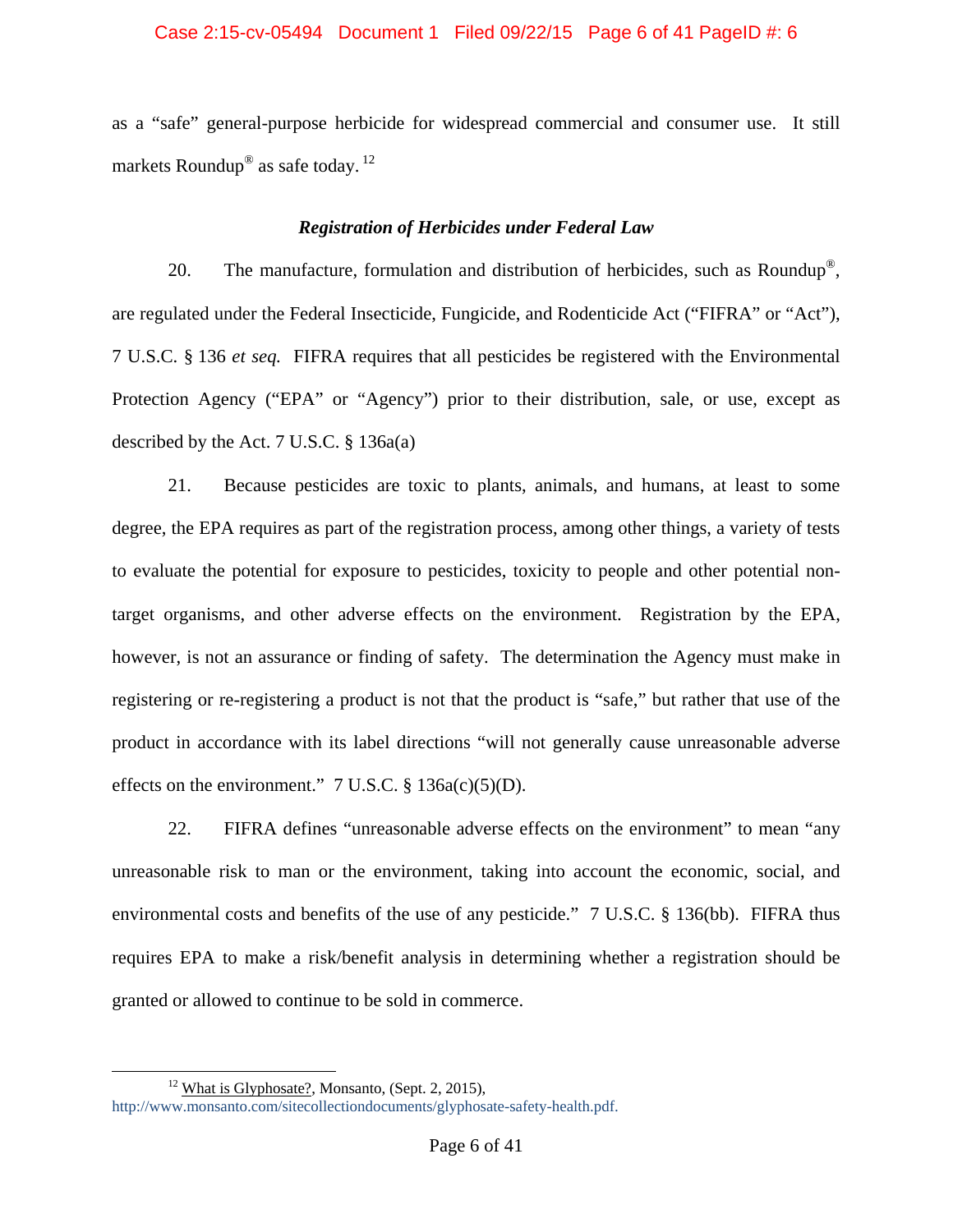as a “safe” general-purpose herbicide for widespread commercial and consumer use. It still markets Roundup® as safe today. [12]

### *Registration of Herbicides under Federal Law*

20. The manufacture, formulation and distribution of herbicides, such as Roundup®, are regulated under the Federal Insecticide, Fungicide, and Rodenticide Act (“FIFRA” or “Act”), 7 U.S.C. § 136 *et seq.* FIFRA requires that all pesticides be registered with the Environmental Protection Agency (“EPA” or “Agency”) prior to their distribution, sale, or use, except as described by the Act. 7 U.S.C. § 136a(a)

21. Because pesticides are toxic to plants, animals, and humans, at least to some degree, the EPA requires as part of the registration process, among other things, a variety of tests to evaluate the potential for exposure to pesticides, toxicity to people and other potential non-target organisms, and other adverse effects on the environment. Registration by the EPA, however, is not an assurance or finding of safety. The determination the Agency must make in registering or re-registering a product is not that the product is “safe,” but rather that use of the product in accordance with its label directions “will not generally cause unreasonable adverse effects on the environment.” 7 U.S.C. § 136a(c)(5)(D).

22. FIFRA defines “unreasonable adverse effects on the environment” to mean “any unreasonable risk to man or the environment, taking into account the economic, social, and environmental costs and benefits of the use of any pesticide.” 7 U.S.C. § 136(bb). FIFRA thus requires EPA to make a risk/benefit analysis in determining whether a registration should be granted or allowed to continue to be sold in commerce.

---

[12] What is Glyphosate?, Monsanto, (Sept. 2, 2015), http://www.monsanto.com/sitecollectiondocuments/glyphosate-safety-health.pdf.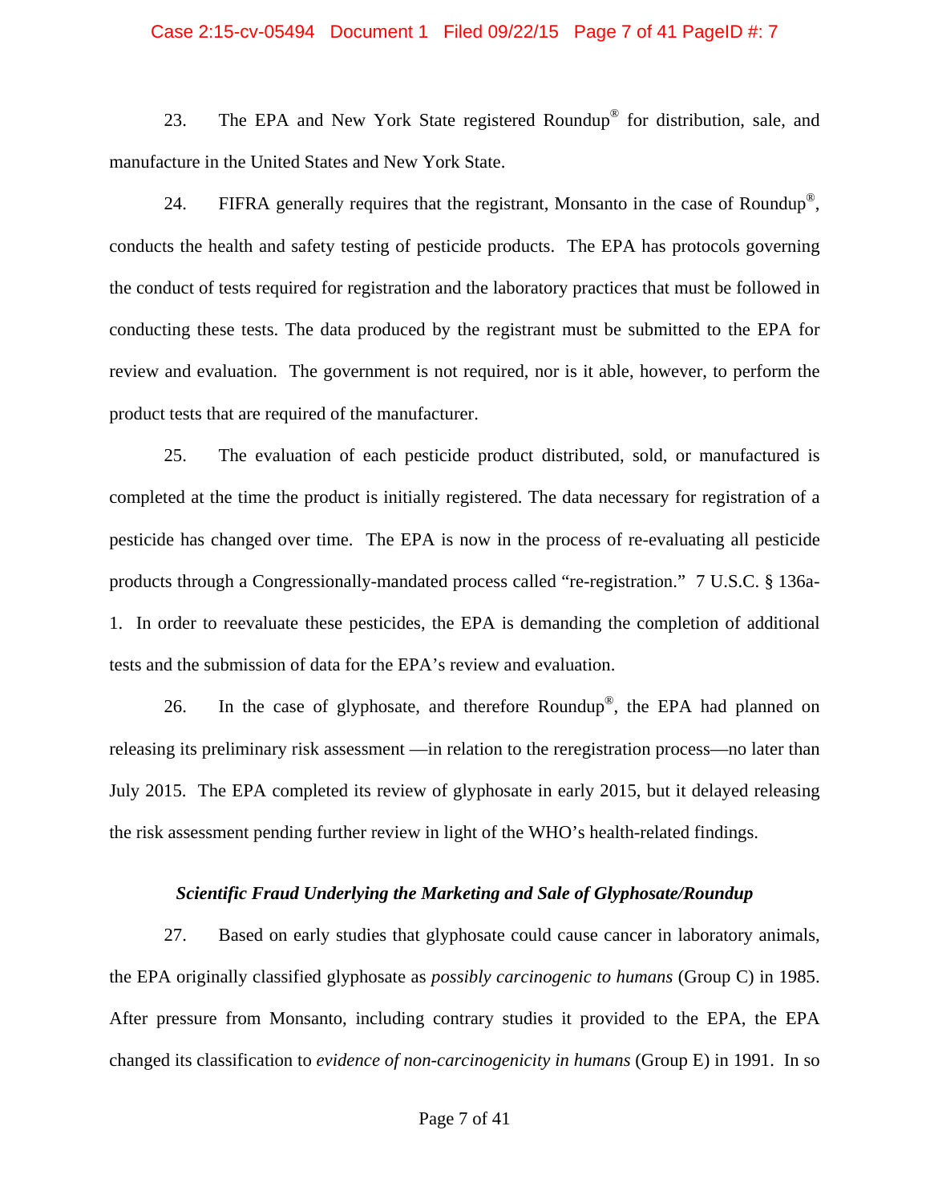23. The EPA and New York State registered Roundup® for distribution, sale, and manufacture in the United States and New York State.

24. FIFRA generally requires that the registrant, Monsanto in the case of Roundup®, conducts the health and safety testing of pesticide products. The EPA has protocols governing the conduct of tests required for registration and the laboratory practices that must be followed in conducting these tests. The data produced by the registrant must be submitted to the EPA for review and evaluation. The government is not required, nor is it able, however, to perform the product tests that are required of the manufacturer.

25. The evaluation of each pesticide product distributed, sold, or manufactured is completed at the time the product is initially registered. The data necessary for registration of a pesticide has changed over time. The EPA is now in the process of re-evaluating all pesticide products through a Congressionally-mandated process called "re-registration." 7 U.S.C. § 136a-1. In order to reevaluate these pesticides, the EPA is demanding the completion of additional tests and the submission of data for the EPA's review and evaluation.

26. In the case of glyphosate, and therefore Roundup®, the EPA had planned on releasing its preliminary risk assessment —in relation to the reregistration process—no later than July 2015. The EPA completed its review of glyphosate in early 2015, but it delayed releasing the risk assessment pending further review in light of the WHO's health-related findings.

***Scientific Fraud Underlying the Marketing and Sale of Glyphosate/Roundup***

27. Based on early studies that glyphosate could cause cancer in laboratory animals, the EPA originally classified glyphosate as *possibly carcinogenic to humans* (Group C) in 1985. After pressure from Monsanto, including contrary studies it provided to the EPA, the EPA changed its classification to *evidence of non-carcinogenicity in humans* (Group E) in 1991. In so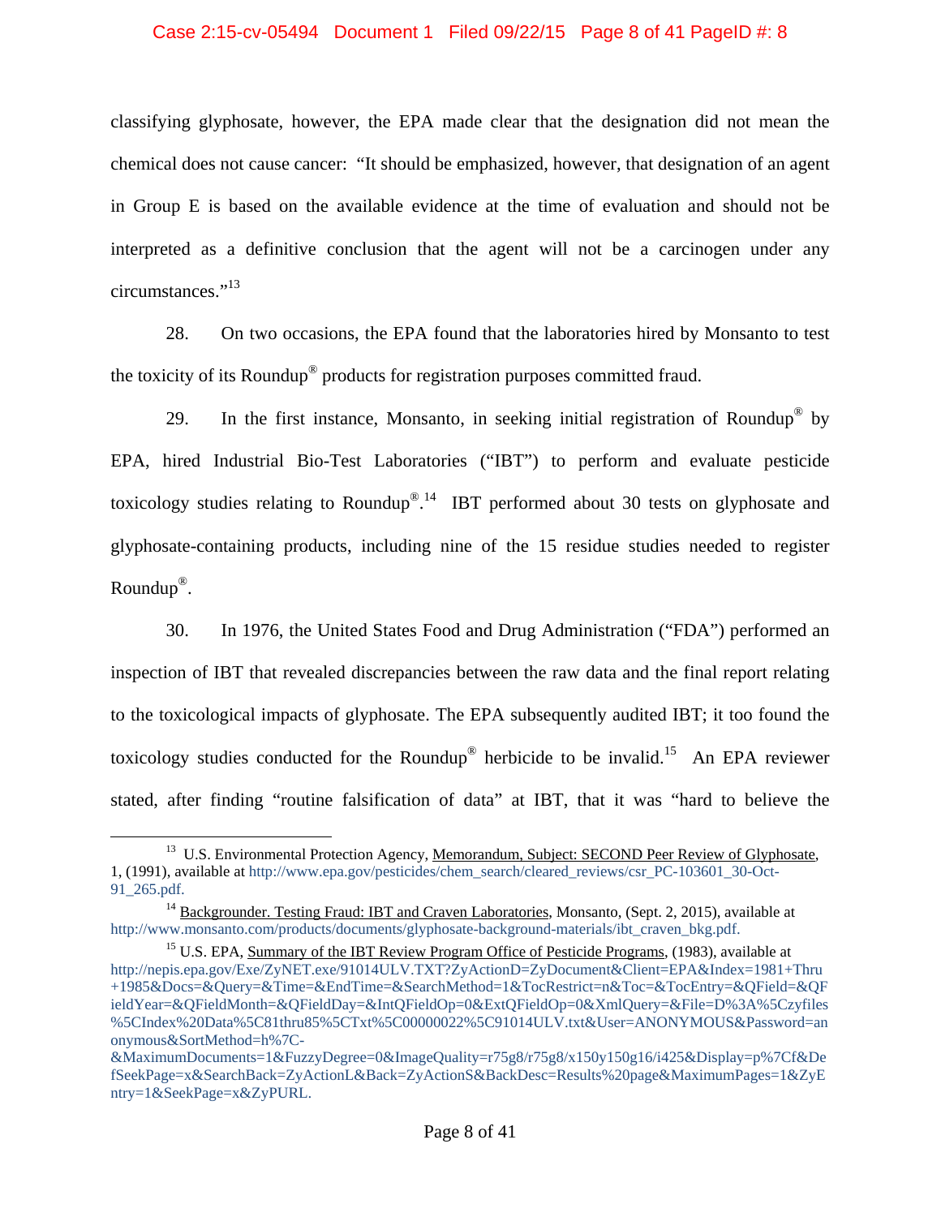classifying glyphosate, however, the EPA made clear that the designation did not mean the chemical does not cause cancer: "It should be emphasized, however, that designation of an agent in Group E is based on the available evidence at the time of evaluation and should not be interpreted as a definitive conclusion that the agent will not be a carcinogen under any circumstances."[13]

28. On two occasions, the EPA found that the laboratories hired by Monsanto to test the toxicity of its Roundup® products for registration purposes committed fraud.

29. In the first instance, Monsanto, in seeking initial registration of Roundup® by EPA, hired Industrial Bio-Test Laboratories ("IBT") to perform and evaluate pesticide toxicology studies relating to Roundup®.[14] IBT performed about 30 tests on glyphosate and glyphosate-containing products, including nine of the 15 residue studies needed to register Roundup®.

30. In 1976, the United States Food and Drug Administration ("FDA") performed an inspection of IBT that revealed discrepancies between the raw data and the final report relating to the toxicological impacts of glyphosate. The EPA subsequently audited IBT; it too found the toxicology studies conducted for the Roundup® herbicide to be invalid.[15] An EPA reviewer stated, after finding "routine falsification of data" at IBT, that it was "hard to believe the

---

[13] U.S. Environmental Protection Agency, Memorandum, Subject: SECOND Peer Review of Glyphosate, 1, (1991), available at http://www.epa.gov/pesticides/chem_search/cleared_reviews/csr_PC-103601_30-Oct-91_265.pdf.

[14] Backgrounder. Testing Fraud: IBT and Craven Laboratories, Monsanto, (Sept. 2, 2015), available at http://www.monsanto.com/products/documents/glyphosate-background-materials/ibt_craven_bkg.pdf.

[15] U.S. EPA, Summary of the IBT Review Program Office of Pesticide Programs, (1983), available at http://nepis.epa.gov/Exe/ZyNET.exe/91014ULV.TXT?ZyActionD=ZyDocument&Client=EPA&Index=1981+Thru+1985&Docs=&Query=&Time=&EndTime=&SearchMethod=1&TocRestrict=n&Toc=&TocEntry=&QField=&QFieldYear=&QFieldMonth=&QFieldDay=&IntQFieldOp=0&ExtQFieldOp=0&XmlQuery=&File=D%3A%5Czyfiles%5CIndex%20Data%5C81thru85%5CTxt%5C00000022%5C91014ULV.txt&User=ANONYMOUS&Password=anonymous&SortMethod=h%7C-&MaximumDocuments=1&FuzzyDegree=0&ImageQuality=r75g8/r75g8/x150y150g16/i425&Display=p%7Cf&DefSeekPage=x&SearchBack=ZyActionL&Back=ZyActionS&BackDesc=Results%20page&MaximumPages=1&ZyEntry=1&SeekPage=x&ZyPURL.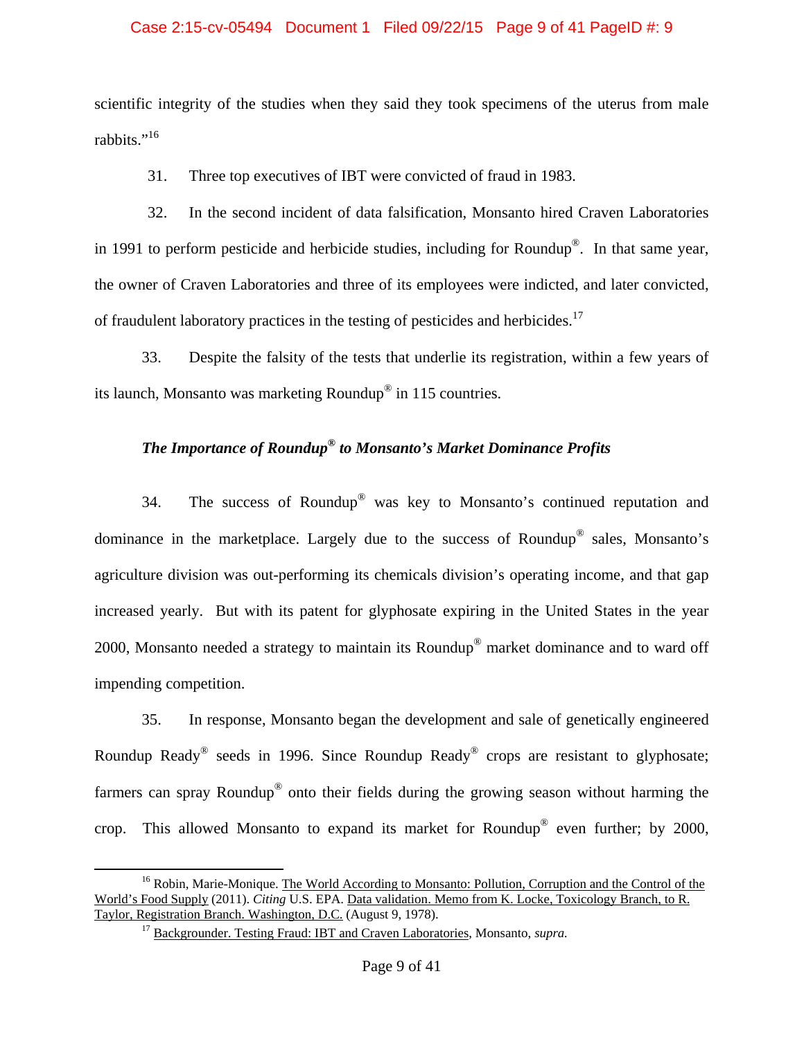scientific integrity of the studies when they said they took specimens of the uterus from male rabbits."[16]

31. Three top executives of IBT were convicted of fraud in 1983.

32. In the second incident of data falsification, Monsanto hired Craven Laboratories in 1991 to perform pesticide and herbicide studies, including for Roundup®. In that same year, the owner of Craven Laboratories and three of its employees were indicted, and later convicted, of fraudulent laboratory practices in the testing of pesticides and herbicides.[17]

33. Despite the falsity of the tests that underlie its registration, within a few years of its launch, Monsanto was marketing Roundup® in 115 countries.

### *The Importance of Roundup® to Monsanto's Market Dominance Profits*

34. The success of Roundup® was key to Monsanto's continued reputation and dominance in the marketplace. Largely due to the success of Roundup® sales, Monsanto's agriculture division was out-performing its chemicals division's operating income, and that gap increased yearly. But with its patent for glyphosate expiring in the United States in the year 2000, Monsanto needed a strategy to maintain its Roundup® market dominance and to ward off impending competition.

35. In response, Monsanto began the development and sale of genetically engineered Roundup Ready® seeds in 1996. Since Roundup Ready® crops are resistant to glyphosate; farmers can spray Roundup® onto their fields during the growing season without harming the crop. This allowed Monsanto to expand its market for Roundup® even further; by 2000,

---

[16] Robin, Marie-Monique. The World According to Monsanto: Pollution, Corruption and the Control of the World's Food Supply (2011). *Citing* U.S. EPA. Data validation. Memo from K. Locke, Toxicology Branch, to R. Taylor, Registration Branch. Washington, D.C. (August 9, 1978).

[17] Backgrounder. Testing Fraud: IBT and Craven Laboratories, Monsanto, *supra.*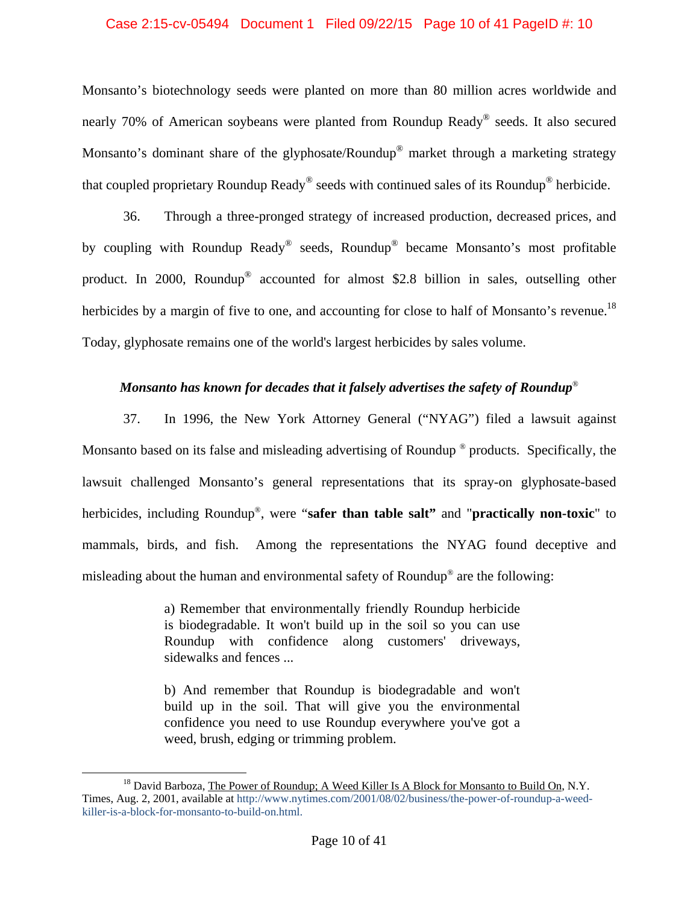Monsanto's biotechnology seeds were planted on more than 80 million acres worldwide and nearly 70% of American soybeans were planted from Roundup Ready® seeds. It also secured Monsanto's dominant share of the glyphosate/Roundup® market through a marketing strategy that coupled proprietary Roundup Ready® seeds with continued sales of its Roundup® herbicide.

36. Through a three-pronged strategy of increased production, decreased prices, and by coupling with Roundup Ready® seeds, Roundup® became Monsanto's most profitable product. In 2000, Roundup® accounted for almost $2.8 billion in sales, outselling other herbicides by a margin of five to one, and accounting for close to half of Monsanto's revenue.[18] Today, glyphosate remains one of the world's largest herbicides by sales volume.

***Monsanto has known for decades that it falsely advertises the safety of Roundup®***

37. In 1996, the New York Attorney General ("NYAG") filed a lawsuit against Monsanto based on its false and misleading advertising of Roundup ® products. Specifically, the lawsuit challenged Monsanto's general representations that its spray-on glyphosate-based herbicides, including Roundup®, were "**safer than table salt"** and "**practically non-toxic**" to mammals, birds, and fish. Among the representations the NYAG found deceptive and misleading about the human and environmental safety of Roundup® are the following:

> a) Remember that environmentally friendly Roundup herbicide is biodegradable. It won't build up in the soil so you can use Roundup with confidence along customers' driveways, sidewalks and fences ...
>
> b) And remember that Roundup is biodegradable and won't build up in the soil. That will give you the environmental confidence you need to use Roundup everywhere you've got a weed, brush, edging or trimming problem.

---

[18] David Barboza, The Power of Roundup; A Weed Killer Is A Block for Monsanto to Build On, N.Y. Times, Aug. 2, 2001, available at http://www.nytimes.com/2001/08/02/business/the-power-of-roundup-a-weed-killer-is-a-block-for-monsanto-to-build-on.html.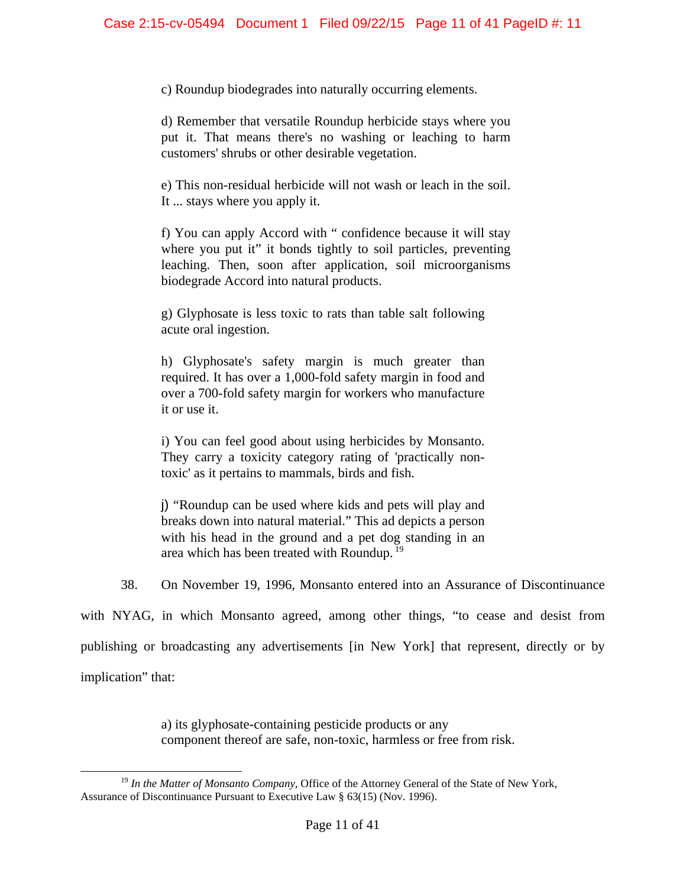c) Roundup biodegrades into naturally occurring elements.

d) Remember that versatile Roundup herbicide stays where you put it. That means there's no washing or leaching to harm customers' shrubs or other desirable vegetation.

e) This non-residual herbicide will not wash or leach in the soil. It ... stays where you apply it.

f) You can apply Accord with " confidence because it will stay where you put it" it bonds tightly to soil particles, preventing leaching. Then, soon after application, soil microorganisms biodegrade Accord into natural products.

g) Glyphosate is less toxic to rats than table salt following acute oral ingestion.

h) Glyphosate's safety margin is much greater than required. It has over a 1,000-fold safety margin in food and over a 700-fold safety margin for workers who manufacture it or use it.

i) You can feel good about using herbicides by Monsanto. They carry a toxicity category rating of 'practically non-toxic' as it pertains to mammals, birds and fish.

j) "Roundup can be used where kids and pets will play and breaks down into natural material." This ad depicts a person with his head in the ground and a pet dog standing in an area which has been treated with Roundup. [19]

38. On November 19, 1996, Monsanto entered into an Assurance of Discontinuance with NYAG, in which Monsanto agreed, among other things, "to cease and desist from publishing or broadcasting any advertisements [in New York] that represent, directly or by implication" that:

a) its glyphosate-containing pesticide products or any component thereof are safe, non-toxic, harmless or free from risk.

---

[19] *In the Matter of Monsanto Company*, Office of the Attorney General of the State of New York, Assurance of Discontinuance Pursuant to Executive Law § 63(15) (Nov. 1996).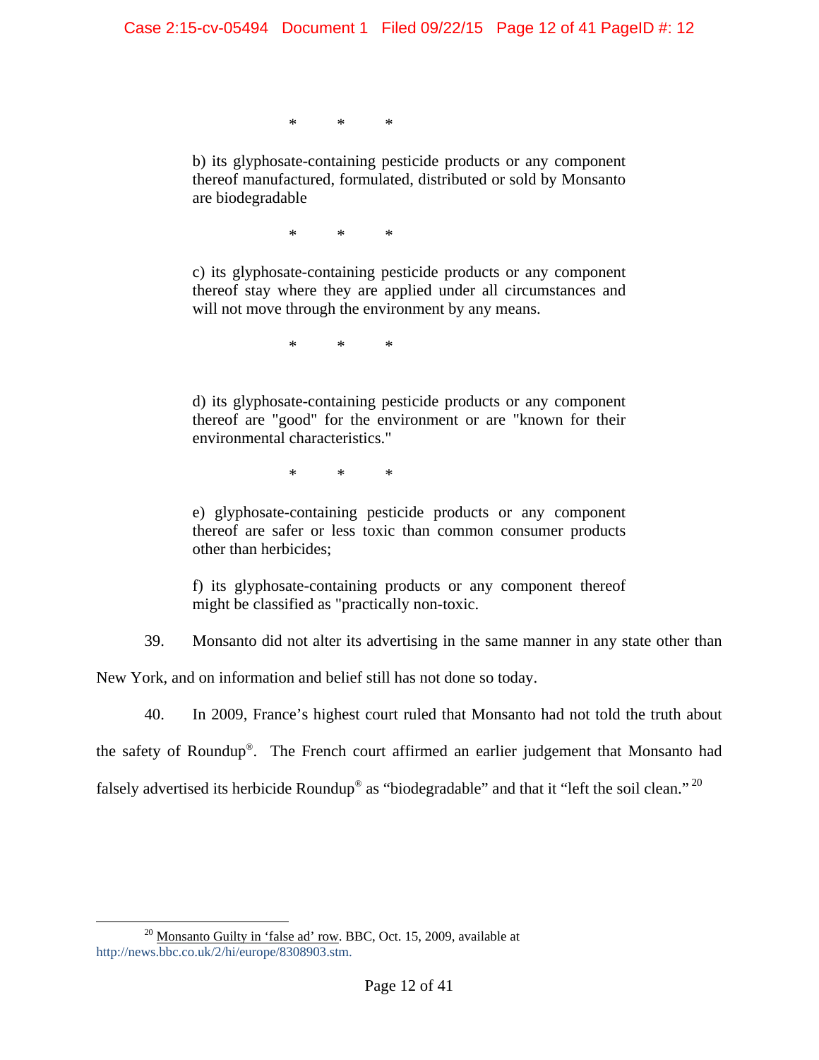\*  \*  \*

> b) its glyphosate-containing pesticide products or any component thereof manufactured, formulated, distributed or sold by Monsanto are biodegradable
>
> \*  \*  \*
>
> c) its glyphosate-containing pesticide products or any component thereof stay where they are applied under all circumstances and will not move through the environment by any means.
>
> \*  \*  \*
>
> d) its glyphosate-containing pesticide products or any component thereof are "good" for the environment or are "known for their environmental characteristics."
>
> \*  \*  \*
>
> e) glyphosate-containing pesticide products or any component thereof are safer or less toxic than common consumer products other than herbicides;
>
> f) its glyphosate-containing products or any component thereof might be classified as "practically non-toxic.

39. Monsanto did not alter its advertising in the same manner in any state other than New York, and on information and belief still has not done so today.

40. In 2009, France's highest court ruled that Monsanto had not told the truth about the safety of Roundup®. The French court affirmed an earlier judgement that Monsanto had falsely advertised its herbicide Roundup® as "biodegradable" and that it "left the soil clean." [20]

---

[20] Monsanto Guilty in 'false ad' row. BBC, Oct. 15, 2009, available at http://news.bbc.co.uk/2/hi/europe/8308903.stm.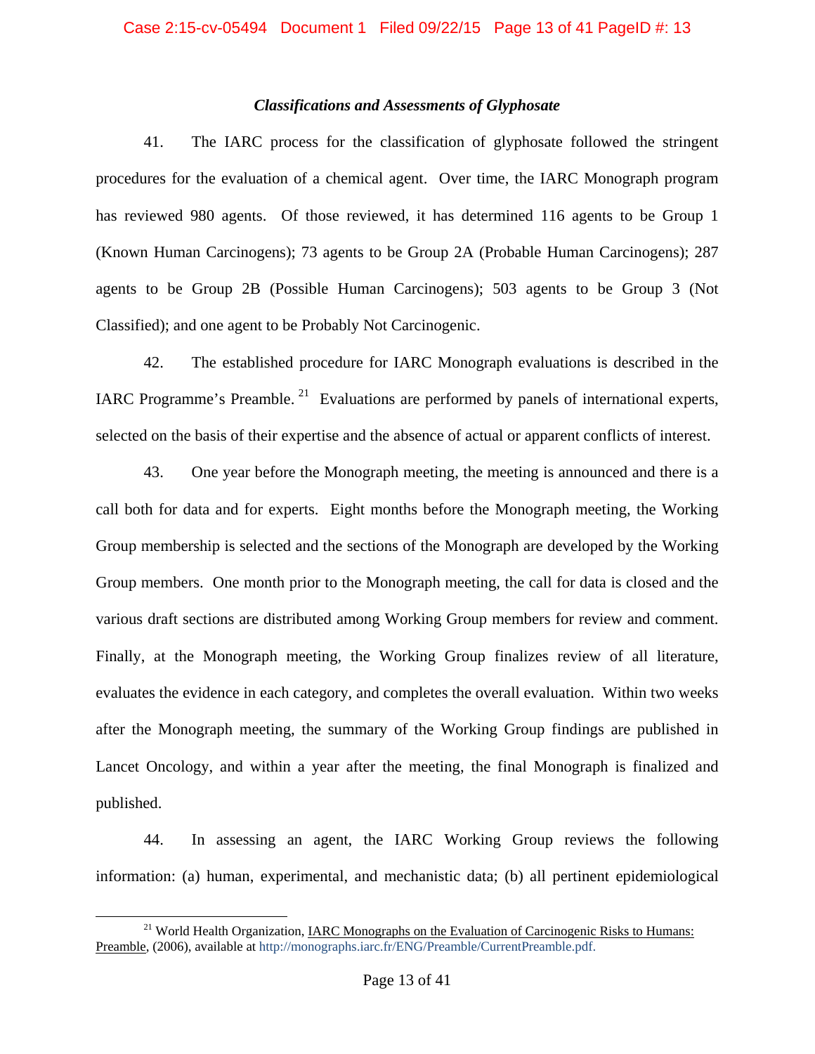### *Classifications and Assessments of Glyphosate*

41. The IARC process for the classification of glyphosate followed the stringent procedures for the evaluation of a chemical agent. Over time, the IARC Monograph program has reviewed 980 agents. Of those reviewed, it has determined 116 agents to be Group 1 (Known Human Carcinogens); 73 agents to be Group 2A (Probable Human Carcinogens); 287 agents to be Group 2B (Possible Human Carcinogens); 503 agents to be Group 3 (Not Classified); and one agent to be Probably Not Carcinogenic.

42. The established procedure for IARC Monograph evaluations is described in the IARC Programme's Preamble.[21] Evaluations are performed by panels of international experts, selected on the basis of their expertise and the absence of actual or apparent conflicts of interest.

43. One year before the Monograph meeting, the meeting is announced and there is a call both for data and for experts. Eight months before the Monograph meeting, the Working Group membership is selected and the sections of the Monograph are developed by the Working Group members. One month prior to the Monograph meeting, the call for data is closed and the various draft sections are distributed among Working Group members for review and comment. Finally, at the Monograph meeting, the Working Group finalizes review of all literature, evaluates the evidence in each category, and completes the overall evaluation. Within two weeks after the Monograph meeting, the summary of the Working Group findings are published in Lancet Oncology, and within a year after the meeting, the final Monograph is finalized and published.

44. In assessing an agent, the IARC Working Group reviews the following information: (a) human, experimental, and mechanistic data; (b) all pertinent epidemiological

---

[21] World Health Organization, IARC Monographs on the Evaluation of Carcinogenic Risks to Humans: Preamble, (2006), available at http://monographs.iarc.fr/ENG/Preamble/CurrentPreamble.pdf.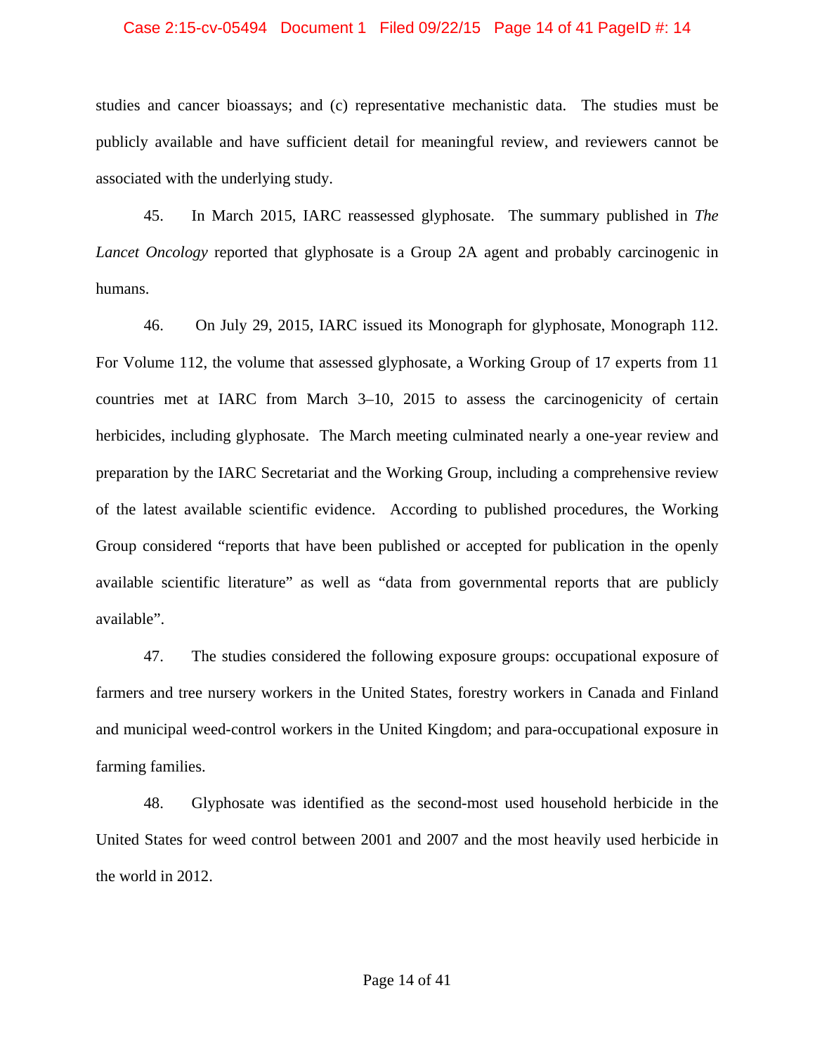studies and cancer bioassays; and (c) representative mechanistic data. The studies must be publicly available and have sufficient detail for meaningful review, and reviewers cannot be associated with the underlying study.

45. In March 2015, IARC reassessed glyphosate. The summary published in *The Lancet Oncology* reported that glyphosate is a Group 2A agent and probably carcinogenic in humans.

46. On July 29, 2015, IARC issued its Monograph for glyphosate, Monograph 112. For Volume 112, the volume that assessed glyphosate, a Working Group of 17 experts from 11 countries met at IARC from March 3–10, 2015 to assess the carcinogenicity of certain herbicides, including glyphosate. The March meeting culminated nearly a one-year review and preparation by the IARC Secretariat and the Working Group, including a comprehensive review of the latest available scientific evidence. According to published procedures, the Working Group considered "reports that have been published or accepted for publication in the openly available scientific literature" as well as "data from governmental reports that are publicly available".

47. The studies considered the following exposure groups: occupational exposure of farmers and tree nursery workers in the United States, forestry workers in Canada and Finland and municipal weed-control workers in the United Kingdom; and para-occupational exposure in farming families.

48. Glyphosate was identified as the second-most used household herbicide in the United States for weed control between 2001 and 2007 and the most heavily used herbicide in the world in 2012.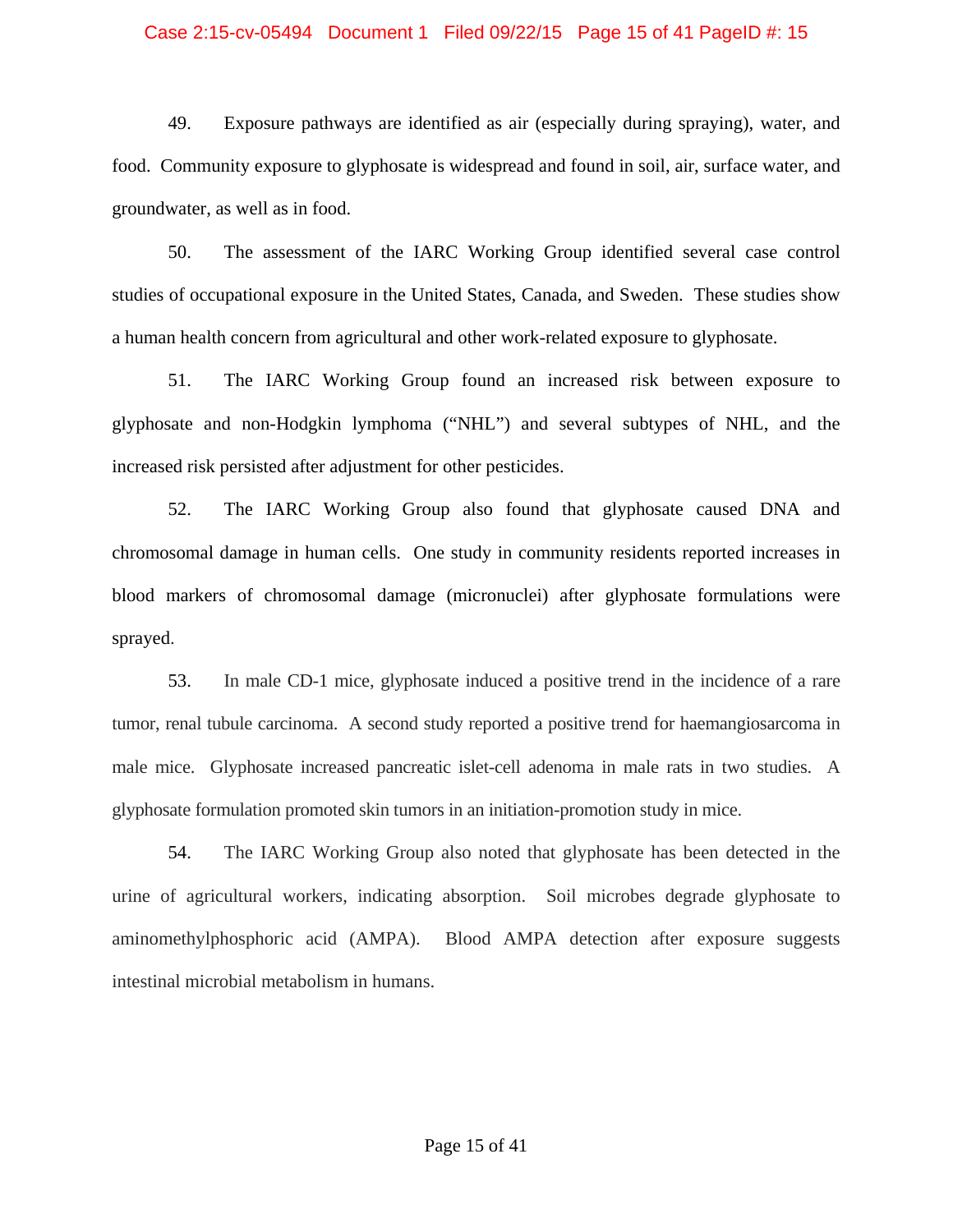49. Exposure pathways are identified as air (especially during spraying), water, and food. Community exposure to glyphosate is widespread and found in soil, air, surface water, and groundwater, as well as in food.

50. The assessment of the IARC Working Group identified several case control studies of occupational exposure in the United States, Canada, and Sweden. These studies show a human health concern from agricultural and other work-related exposure to glyphosate.

51. The IARC Working Group found an increased risk between exposure to glyphosate and non-Hodgkin lymphoma ("NHL") and several subtypes of NHL, and the increased risk persisted after adjustment for other pesticides.

52. The IARC Working Group also found that glyphosate caused DNA and chromosomal damage in human cells. One study in community residents reported increases in blood markers of chromosomal damage (micronuclei) after glyphosate formulations were sprayed.

53. In male CD-1 mice, glyphosate induced a positive trend in the incidence of a rare tumor, renal tubule carcinoma. A second study reported a positive trend for haemangiosarcoma in male mice. Glyphosate increased pancreatic islet-cell adenoma in male rats in two studies. A glyphosate formulation promoted skin tumors in an initiation-promotion study in mice.

54. The IARC Working Group also noted that glyphosate has been detected in the urine of agricultural workers, indicating absorption. Soil microbes degrade glyphosate to aminomethylphosphoric acid (AMPA). Blood AMPA detection after exposure suggests intestinal microbial metabolism in humans.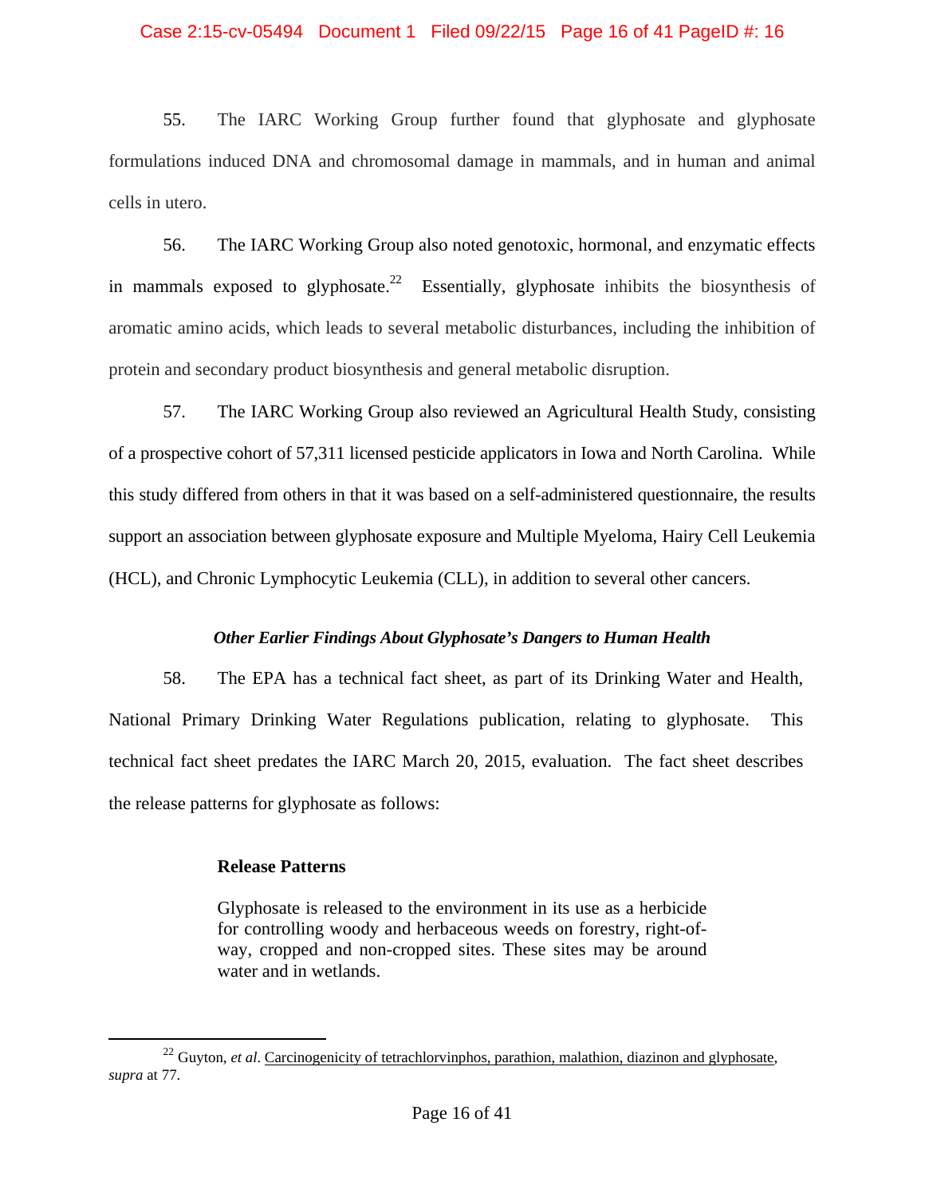55. The IARC Working Group further found that glyphosate and glyphosate formulations induced DNA and chromosomal damage in mammals, and in human and animal cells in utero.

56. The IARC Working Group also noted genotoxic, hormonal, and enzymatic effects in mammals exposed to glyphosate.[22] Essentially, glyphosate inhibits the biosynthesis of aromatic amino acids, which leads to several metabolic disturbances, including the inhibition of protein and secondary product biosynthesis and general metabolic disruption.

57. The IARC Working Group also reviewed an Agricultural Health Study, consisting of a prospective cohort of 57,311 licensed pesticide applicators in Iowa and North Carolina. While this study differed from others in that it was based on a self-administered questionnaire, the results support an association between glyphosate exposure and Multiple Myeloma, Hairy Cell Leukemia (HCL), and Chronic Lymphocytic Leukemia (CLL), in addition to several other cancers.

***Other Earlier Findings About Glyphosate's Dangers to Human Health***

58. The EPA has a technical fact sheet, as part of its Drinking Water and Health, National Primary Drinking Water Regulations publication, relating to glyphosate. This technical fact sheet predates the IARC March 20, 2015, evaluation. The fact sheet describes the release patterns for glyphosate as follows:

> **Release Patterns**
>
> Glyphosate is released to the environment in its use as a herbicide for controlling woody and herbaceous weeds on forestry, right-of-way, cropped and non-cropped sites. These sites may be around water and in wetlands.

---

[22] Guyton, *et al*. Carcinogenicity of tetrachlorvinphos, parathion, malathion, diazinon and glyphosate, *supra* at 77.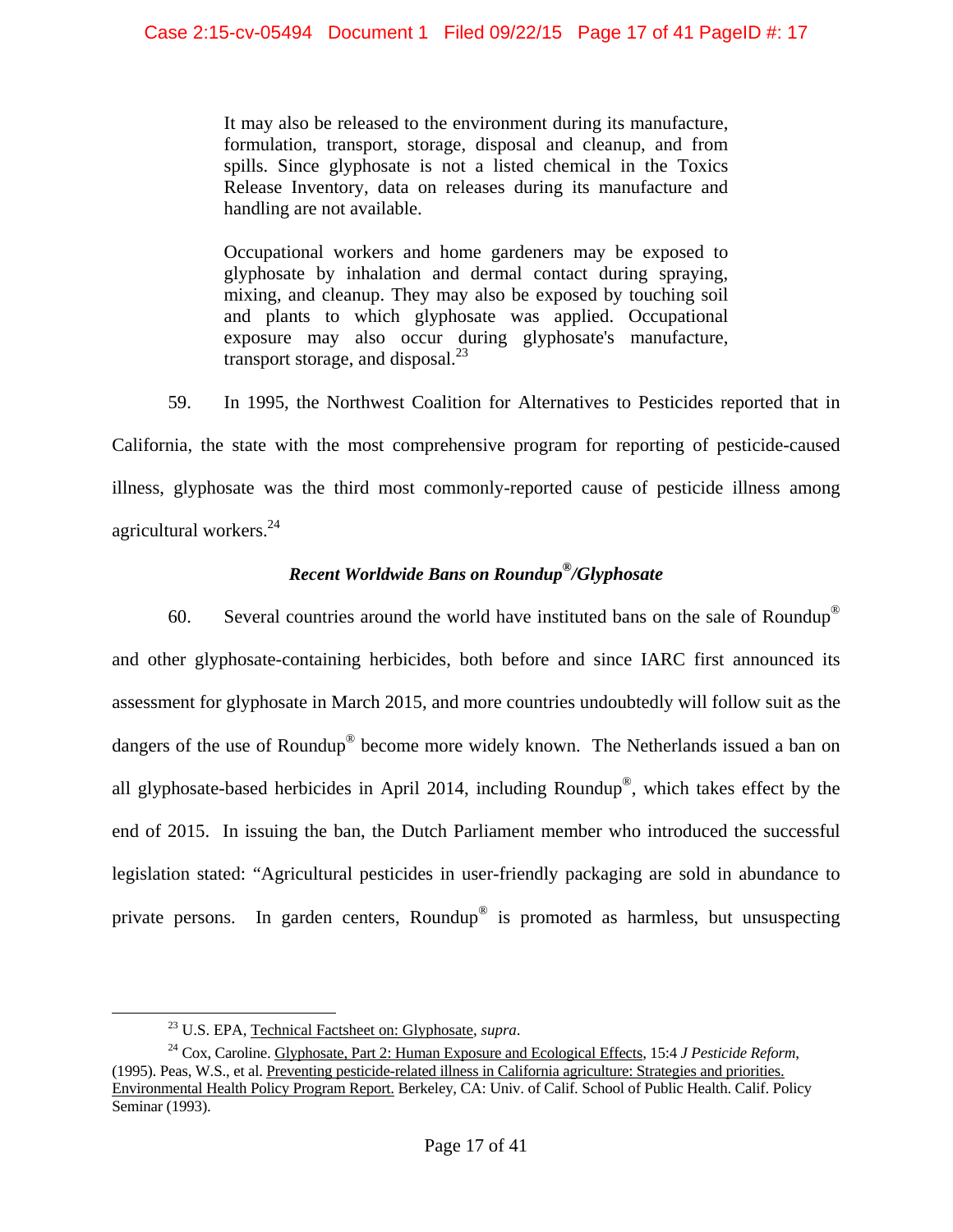> It may also be released to the environment during its manufacture, formulation, transport, storage, disposal and cleanup, and from spills. Since glyphosate is not a listed chemical in the Toxics Release Inventory, data on releases during its manufacture and handling are not available.
>
> Occupational workers and home gardeners may be exposed to glyphosate by inhalation and dermal contact during spraying, mixing, and cleanup. They may also be exposed by touching soil and plants to which glyphosate was applied. Occupational exposure may also occur during glyphosate's manufacture, transport storage, and disposal.[23]

59. In 1995, the Northwest Coalition for Alternatives to Pesticides reported that in California, the state with the most comprehensive program for reporting of pesticide-caused illness, glyphosate was the third most commonly-reported cause of pesticide illness among agricultural workers.[24]

### *Recent Worldwide Bans on Roundup®/Glyphosate*

60. Several countries around the world have instituted bans on the sale of Roundup® and other glyphosate-containing herbicides, both before and since IARC first announced its assessment for glyphosate in March 2015, and more countries undoubtedly will follow suit as the dangers of the use of Roundup® become more widely known. The Netherlands issued a ban on all glyphosate-based herbicides in April 2014, including Roundup®, which takes effect by the end of 2015. In issuing the ban, the Dutch Parliament member who introduced the successful legislation stated: "Agricultural pesticides in user-friendly packaging are sold in abundance to private persons. In garden centers, Roundup® is promoted as harmless, but unsuspecting

---

[23] U.S. EPA, Technical Factsheet on: Glyphosate, *supra*.

[24] Cox, Caroline. Glyphosate, Part 2: Human Exposure and Ecological Effects, 15:4 *J Pesticide Reform*, (1995). Peas, W.S., et al. Preventing pesticide-related illness in California agriculture: Strategies and priorities. Environmental Health Policy Program Report. Berkeley, CA: Univ. of Calif. School of Public Health. Calif. Policy Seminar (1993).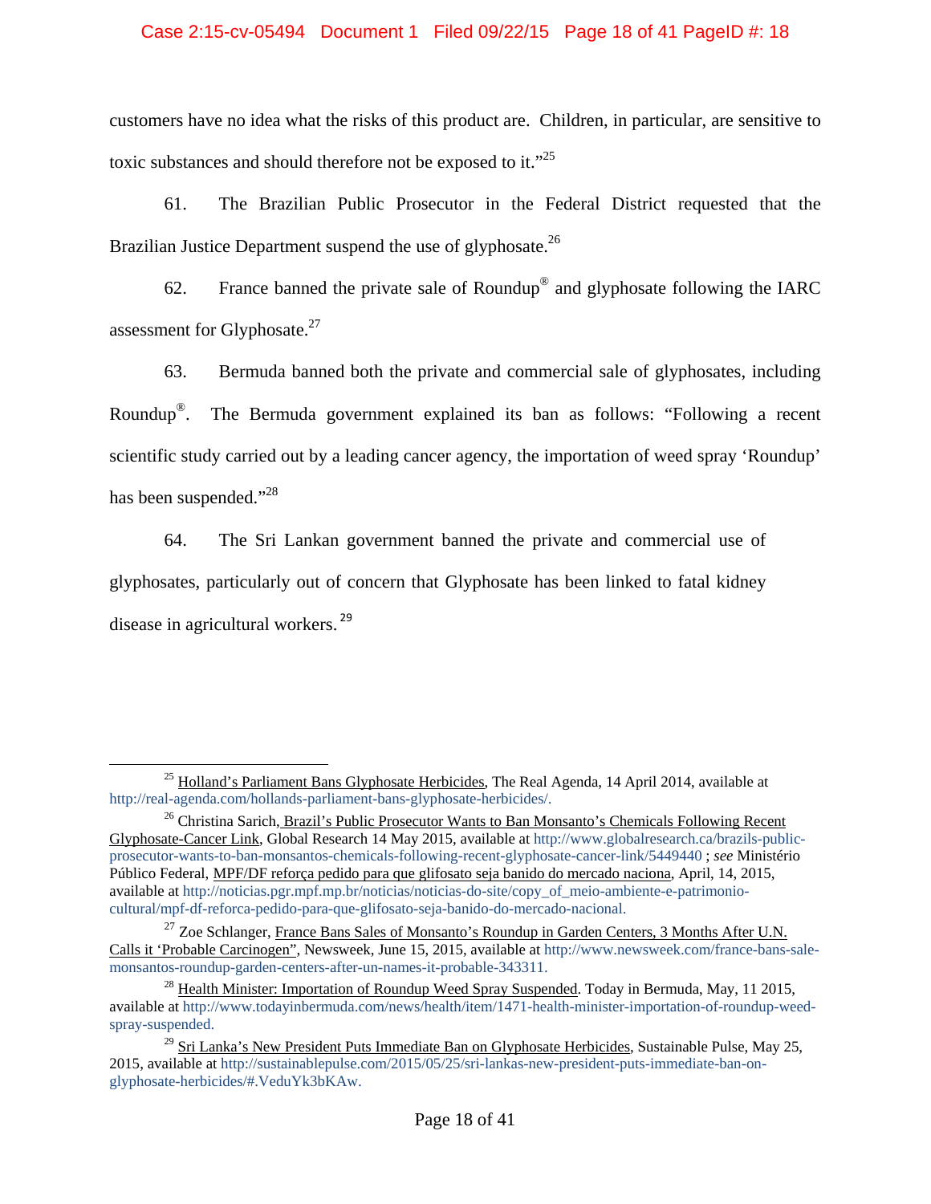customers have no idea what the risks of this product are. Children, in particular, are sensitive to toxic substances and should therefore not be exposed to it."[25]

61. The Brazilian Public Prosecutor in the Federal District requested that the Brazilian Justice Department suspend the use of glyphosate.[26]

62. France banned the private sale of Roundup® and glyphosate following the IARC assessment for Glyphosate.[27]

63. Bermuda banned both the private and commercial sale of glyphosates, including Roundup®. The Bermuda government explained its ban as follows: "Following a recent scientific study carried out by a leading cancer agency, the importation of weed spray 'Roundup' has been suspended."[28]

64. The Sri Lankan government banned the private and commercial use of glyphosates, particularly out of concern that Glyphosate has been linked to fatal kidney disease in agricultural workers.[29]

---

[25] Holland's Parliament Bans Glyphosate Herbicides, The Real Agenda, 14 April 2014, available at http://real-agenda.com/hollands-parliament-bans-glyphosate-herbicides/.

[26] Christina Sarich, Brazil's Public Prosecutor Wants to Ban Monsanto's Chemicals Following Recent Glyphosate-Cancer Link, Global Research 14 May 2015, available at http://www.globalresearch.ca/brazils-public-prosecutor-wants-to-ban-monsantos-chemicals-following-recent-glyphosate-cancer-link/5449440 ; *see* Ministério Público Federal, MPF/DF reforça pedido para que glifosato seja banido do mercado naciona, April, 14, 2015, available at http://noticias.pgr.mpf.mp.br/noticias/noticias-do-site/copy_of_meio-ambiente-e-patrimonio-cultural/mpf-df-reforca-pedido-para-que-glifosato-seja-banido-do-mercado-nacional.

[27] Zoe Schlanger, France Bans Sales of Monsanto's Roundup in Garden Centers, 3 Months After U.N. Calls it 'Probable Carcinogen", Newsweek, June 15, 2015, available at http://www.newsweek.com/france-bans-sale-monsantos-roundup-garden-centers-after-un-names-it-probable-343311.

[28] Health Minister: Importation of Roundup Weed Spray Suspended. Today in Bermuda, May, 11 2015, available at http://www.todayinbermuda.com/news/health/item/1471-health-minister-importation-of-roundup-weed-spray-suspended.

[29] Sri Lanka's New President Puts Immediate Ban on Glyphosate Herbicides, Sustainable Pulse, May 25, 2015, available at http://sustainablepulse.com/2015/05/25/sri-lankas-new-president-puts-immediate-ban-on-glyphosate-herbicides/#.VeduYk3bKAw.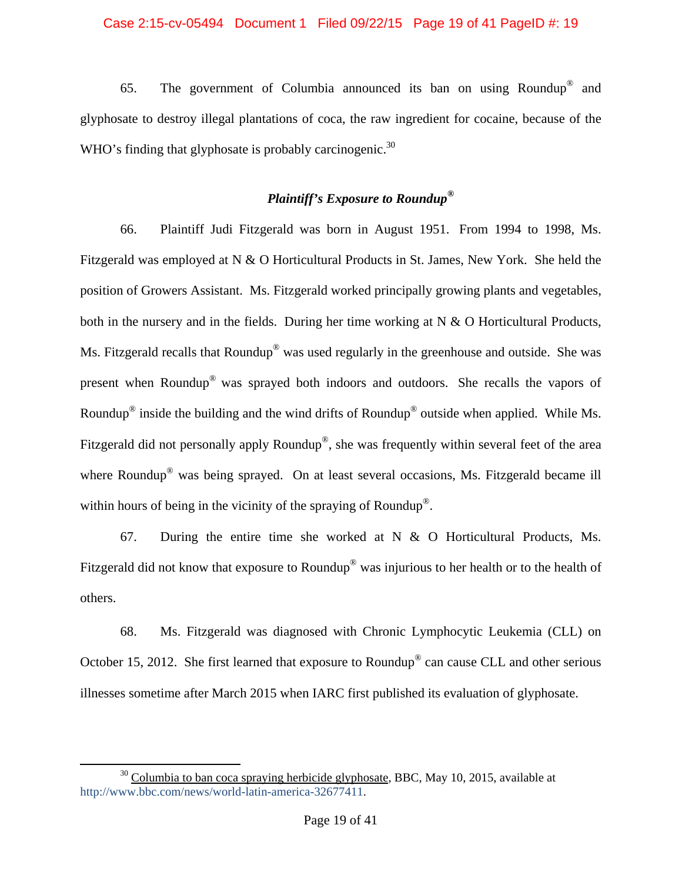65. The government of Columbia announced its ban on using Roundup® and glyphosate to destroy illegal plantations of coca, the raw ingredient for cocaine, because of the WHO's finding that glyphosate is probably carcinogenic.[30]

### *Plaintiff's Exposure to Roundup®*

66. Plaintiff Judi Fitzgerald was born in August 1951. From 1994 to 1998, Ms. Fitzgerald was employed at N & O Horticultural Products in St. James, New York. She held the position of Growers Assistant. Ms. Fitzgerald worked principally growing plants and vegetables, both in the nursery and in the fields. During her time working at N & O Horticultural Products, Ms. Fitzgerald recalls that Roundup® was used regularly in the greenhouse and outside. She was present when Roundup® was sprayed both indoors and outdoors. She recalls the vapors of Roundup® inside the building and the wind drifts of Roundup® outside when applied. While Ms. Fitzgerald did not personally apply Roundup®, she was frequently within several feet of the area where Roundup® was being sprayed. On at least several occasions, Ms. Fitzgerald became ill within hours of being in the vicinity of the spraying of Roundup®.

67. During the entire time she worked at N & O Horticultural Products, Ms. Fitzgerald did not know that exposure to Roundup® was injurious to her health or to the health of others.

68. Ms. Fitzgerald was diagnosed with Chronic Lymphocytic Leukemia (CLL) on October 15, 2012. She first learned that exposure to Roundup® can cause CLL and other serious illnesses sometime after March 2015 when IARC first published its evaluation of glyphosate.

---

[30] Columbia to ban coca spraying herbicide glyphosate, BBC, May 10, 2015, available at http://www.bbc.com/news/world-latin-america-32677411.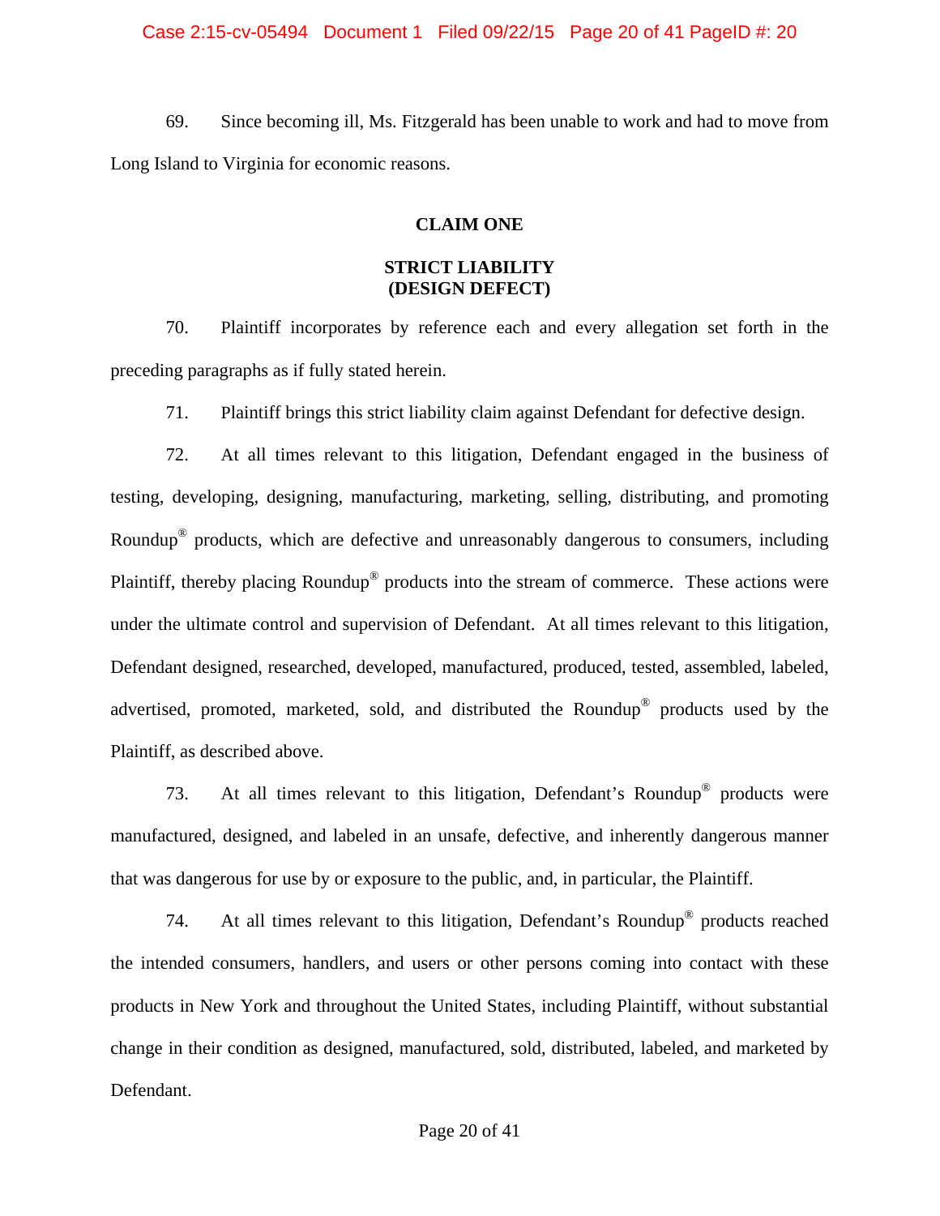69. Since becoming ill, Ms. Fitzgerald has been unable to work and had to move from Long Island to Virginia for economic reasons.

## CLAIM ONE

## STRICT LIABILITY
## (DESIGN DEFECT)

70. Plaintiff incorporates by reference each and every allegation set forth in the preceding paragraphs as if fully stated herein.

71. Plaintiff brings this strict liability claim against Defendant for defective design.

72. At all times relevant to this litigation, Defendant engaged in the business of testing, developing, designing, manufacturing, marketing, selling, distributing, and promoting Roundup® products, which are defective and unreasonably dangerous to consumers, including Plaintiff, thereby placing Roundup® products into the stream of commerce. These actions were under the ultimate control and supervision of Defendant. At all times relevant to this litigation, Defendant designed, researched, developed, manufactured, produced, tested, assembled, labeled, advertised, promoted, marketed, sold, and distributed the Roundup® products used by the Plaintiff, as described above.

73. At all times relevant to this litigation, Defendant's Roundup® products were manufactured, designed, and labeled in an unsafe, defective, and inherently dangerous manner that was dangerous for use by or exposure to the public, and, in particular, the Plaintiff.

74. At all times relevant to this litigation, Defendant's Roundup® products reached the intended consumers, handlers, and users or other persons coming into contact with these products in New York and throughout the United States, including Plaintiff, without substantial change in their condition as designed, manufactured, sold, distributed, labeled, and marketed by Defendant.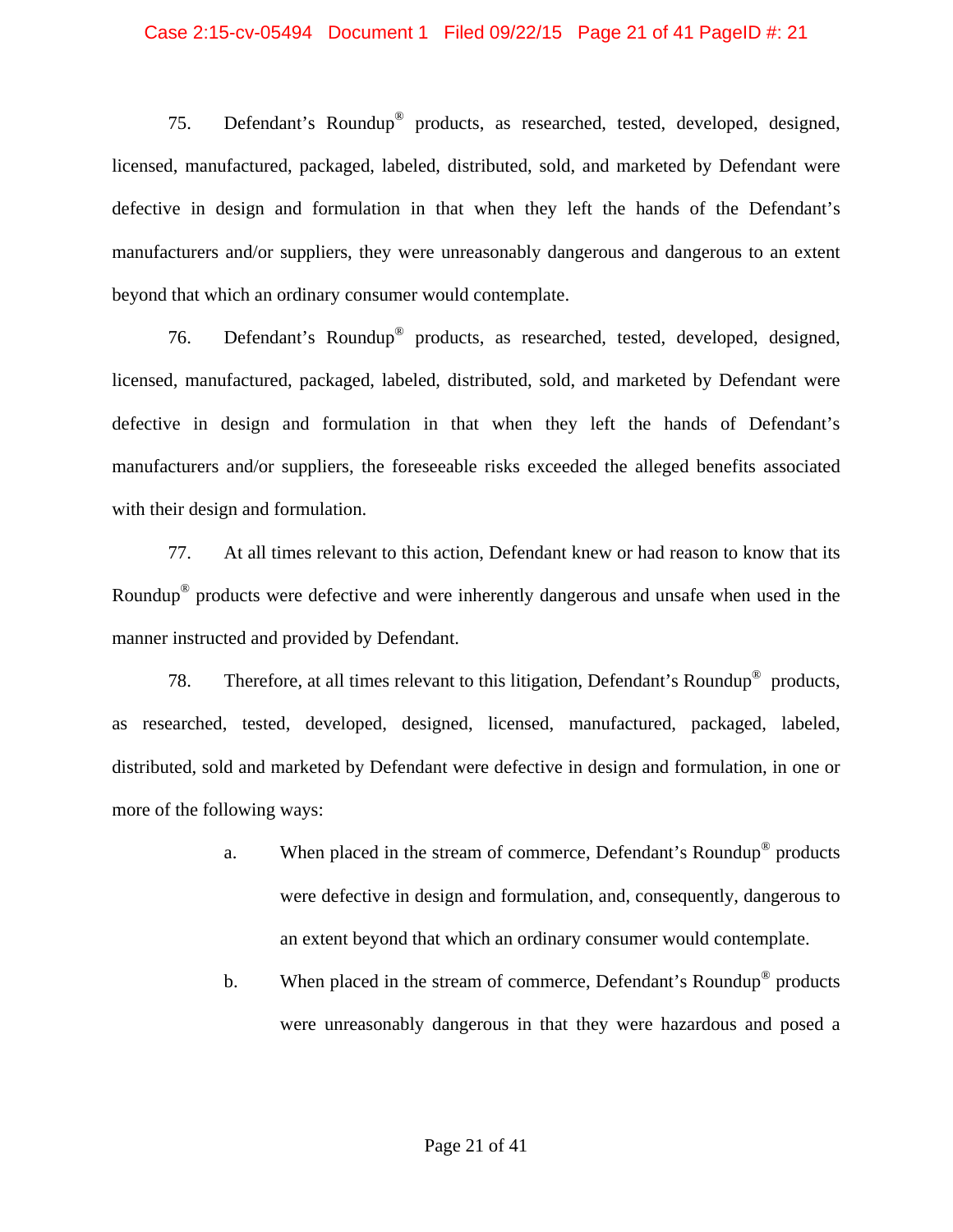75. Defendant's Roundup® products, as researched, tested, developed, designed, licensed, manufactured, packaged, labeled, distributed, sold, and marketed by Defendant were defective in design and formulation in that when they left the hands of the Defendant's manufacturers and/or suppliers, they were unreasonably dangerous and dangerous to an extent beyond that which an ordinary consumer would contemplate.

76. Defendant's Roundup® products, as researched, tested, developed, designed, licensed, manufactured, packaged, labeled, distributed, sold, and marketed by Defendant were defective in design and formulation in that when they left the hands of Defendant's manufacturers and/or suppliers, the foreseeable risks exceeded the alleged benefits associated with their design and formulation.

77. At all times relevant to this action, Defendant knew or had reason to know that its Roundup® products were defective and were inherently dangerous and unsafe when used in the manner instructed and provided by Defendant.

78. Therefore, at all times relevant to this litigation, Defendant's Roundup® products, as researched, tested, developed, designed, licensed, manufactured, packaged, labeled, distributed, sold and marketed by Defendant were defective in design and formulation, in one or more of the following ways:

a. When placed in the stream of commerce, Defendant's Roundup® products were defective in design and formulation, and, consequently, dangerous to an extent beyond that which an ordinary consumer would contemplate.

b. When placed in the stream of commerce, Defendant's Roundup® products were unreasonably dangerous in that they were hazardous and posed a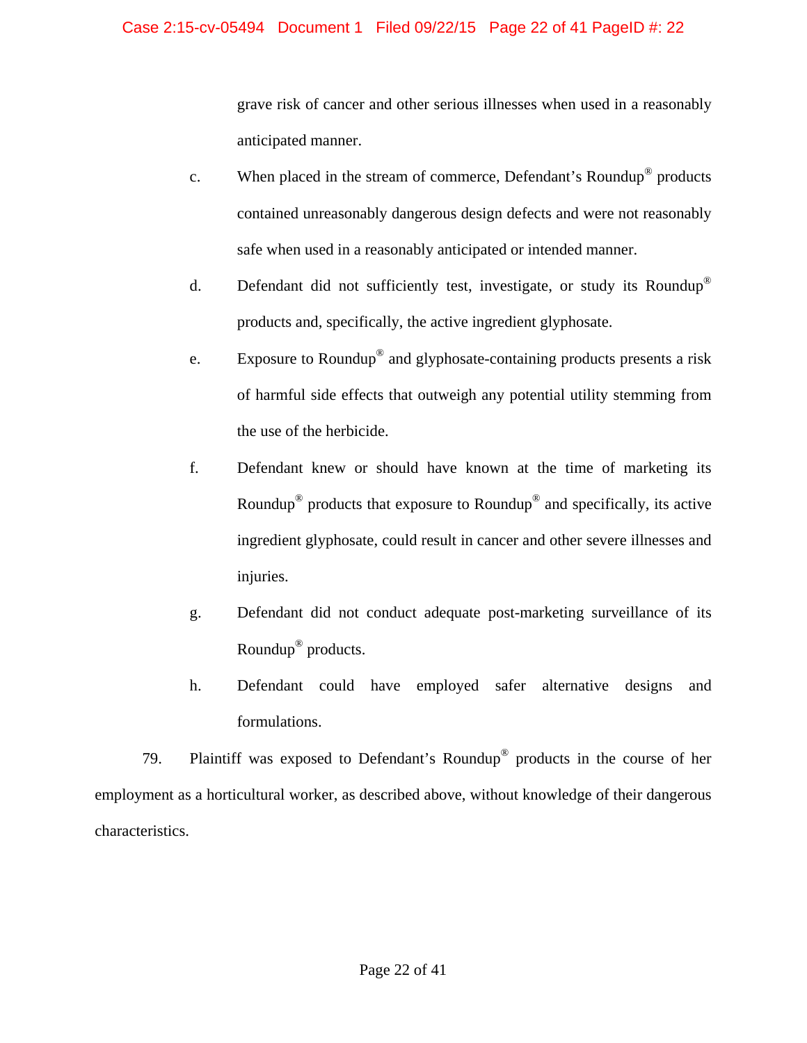grave risk of cancer and other serious illnesses when used in a reasonably anticipated manner.

c. When placed in the stream of commerce, Defendant's Roundup® products contained unreasonably dangerous design defects and were not reasonably safe when used in a reasonably anticipated or intended manner.

d. Defendant did not sufficiently test, investigate, or study its Roundup® products and, specifically, the active ingredient glyphosate.

e. Exposure to Roundup® and glyphosate-containing products presents a risk of harmful side effects that outweigh any potential utility stemming from the use of the herbicide.

f. Defendant knew or should have known at the time of marketing its Roundup® products that exposure to Roundup® and specifically, its active ingredient glyphosate, could result in cancer and other severe illnesses and injuries.

g. Defendant did not conduct adequate post-marketing surveillance of its Roundup® products.

h. Defendant could have employed safer alternative designs and formulations.

79. Plaintiff was exposed to Defendant's Roundup® products in the course of her employment as a horticultural worker, as described above, without knowledge of their dangerous characteristics.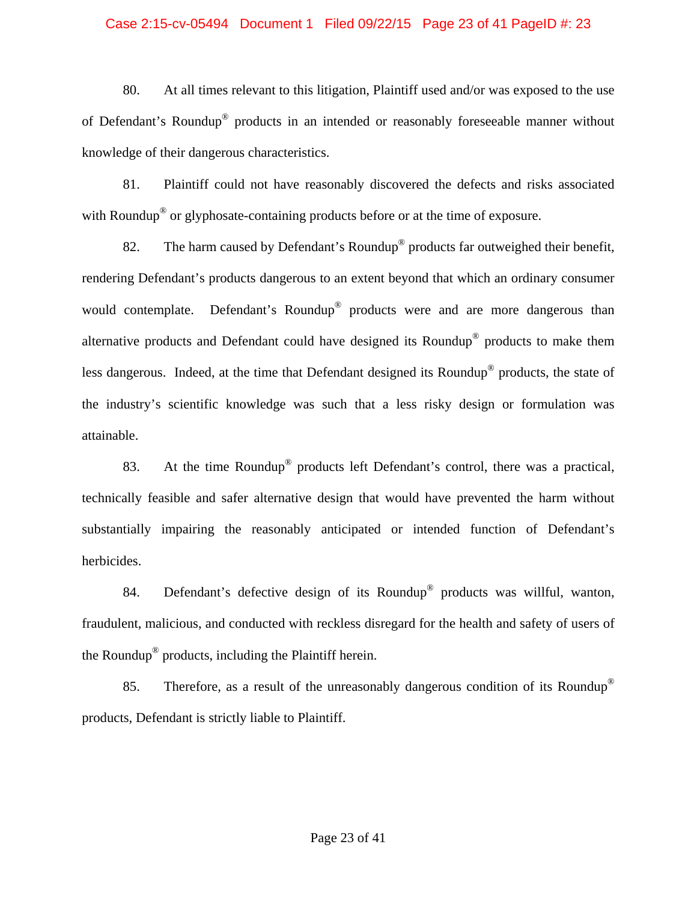80. At all times relevant to this litigation, Plaintiff used and/or was exposed to the use of Defendant's Roundup® products in an intended or reasonably foreseeable manner without knowledge of their dangerous characteristics.

81. Plaintiff could not have reasonably discovered the defects and risks associated with Roundup® or glyphosate-containing products before or at the time of exposure.

82. The harm caused by Defendant's Roundup® products far outweighed their benefit, rendering Defendant's products dangerous to an extent beyond that which an ordinary consumer would contemplate. Defendant's Roundup® products were and are more dangerous than alternative products and Defendant could have designed its Roundup® products to make them less dangerous. Indeed, at the time that Defendant designed its Roundup® products, the state of the industry's scientific knowledge was such that a less risky design or formulation was attainable.

83. At the time Roundup® products left Defendant's control, there was a practical, technically feasible and safer alternative design that would have prevented the harm without substantially impairing the reasonably anticipated or intended function of Defendant's herbicides.

84. Defendant's defective design of its Roundup® products was willful, wanton, fraudulent, malicious, and conducted with reckless disregard for the health and safety of users of the Roundup® products, including the Plaintiff herein.

85. Therefore, as a result of the unreasonably dangerous condition of its Roundup® products, Defendant is strictly liable to Plaintiff.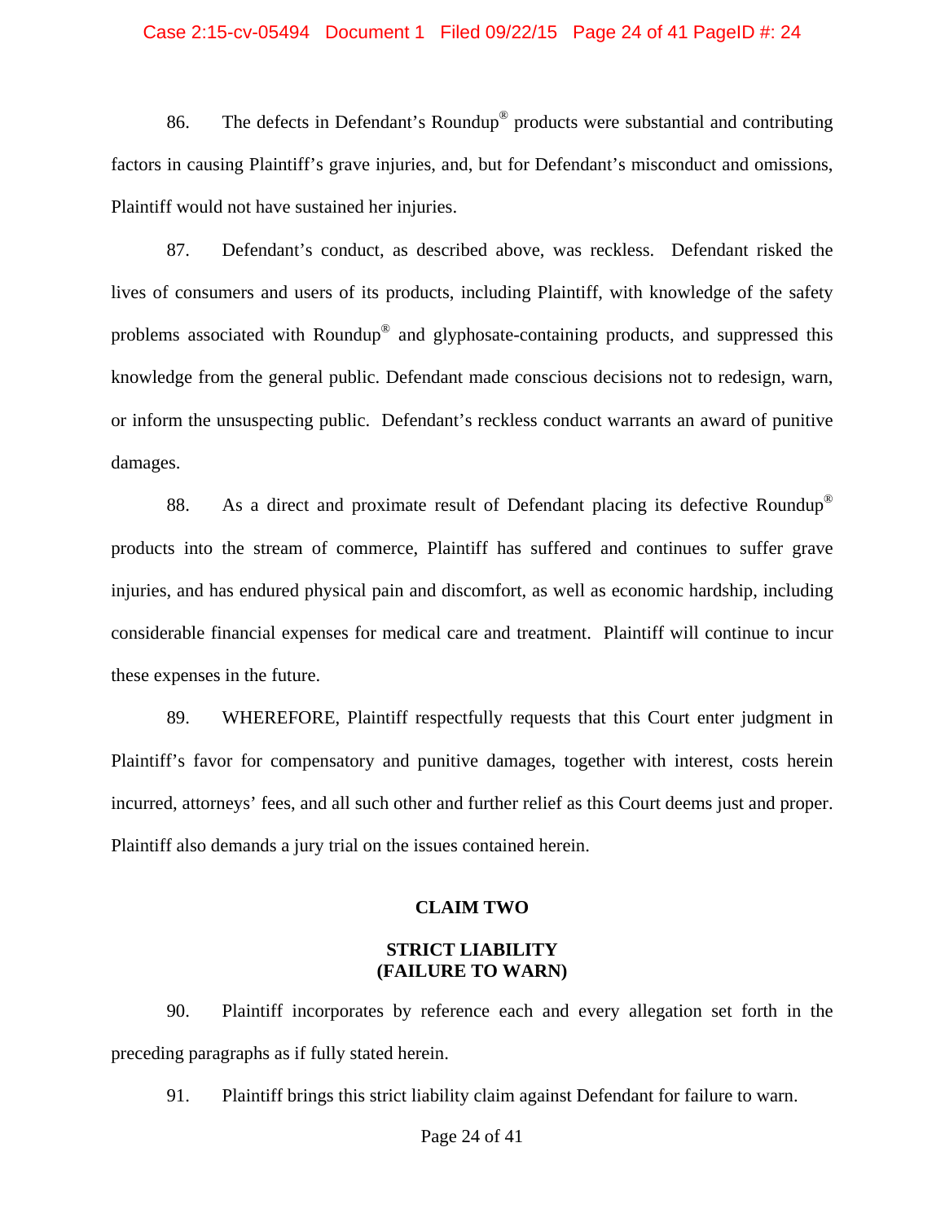86. The defects in Defendant's Roundup® products were substantial and contributing factors in causing Plaintiff's grave injuries, and, but for Defendant's misconduct and omissions, Plaintiff would not have sustained her injuries.

87. Defendant's conduct, as described above, was reckless. Defendant risked the lives of consumers and users of its products, including Plaintiff, with knowledge of the safety problems associated with Roundup® and glyphosate-containing products, and suppressed this knowledge from the general public. Defendant made conscious decisions not to redesign, warn, or inform the unsuspecting public. Defendant's reckless conduct warrants an award of punitive damages.

88. As a direct and proximate result of Defendant placing its defective Roundup® products into the stream of commerce, Plaintiff has suffered and continues to suffer grave injuries, and has endured physical pain and discomfort, as well as economic hardship, including considerable financial expenses for medical care and treatment. Plaintiff will continue to incur these expenses in the future.

89. WHEREFORE, Plaintiff respectfully requests that this Court enter judgment in Plaintiff's favor for compensatory and punitive damages, together with interest, costs herein incurred, attorneys' fees, and all such other and further relief as this Court deems just and proper. Plaintiff also demands a jury trial on the issues contained herein.

## CLAIM TWO

### STRICT LIABILITY (FAILURE TO WARN)

90. Plaintiff incorporates by reference each and every allegation set forth in the preceding paragraphs as if fully stated herein.

91. Plaintiff brings this strict liability claim against Defendant for failure to warn.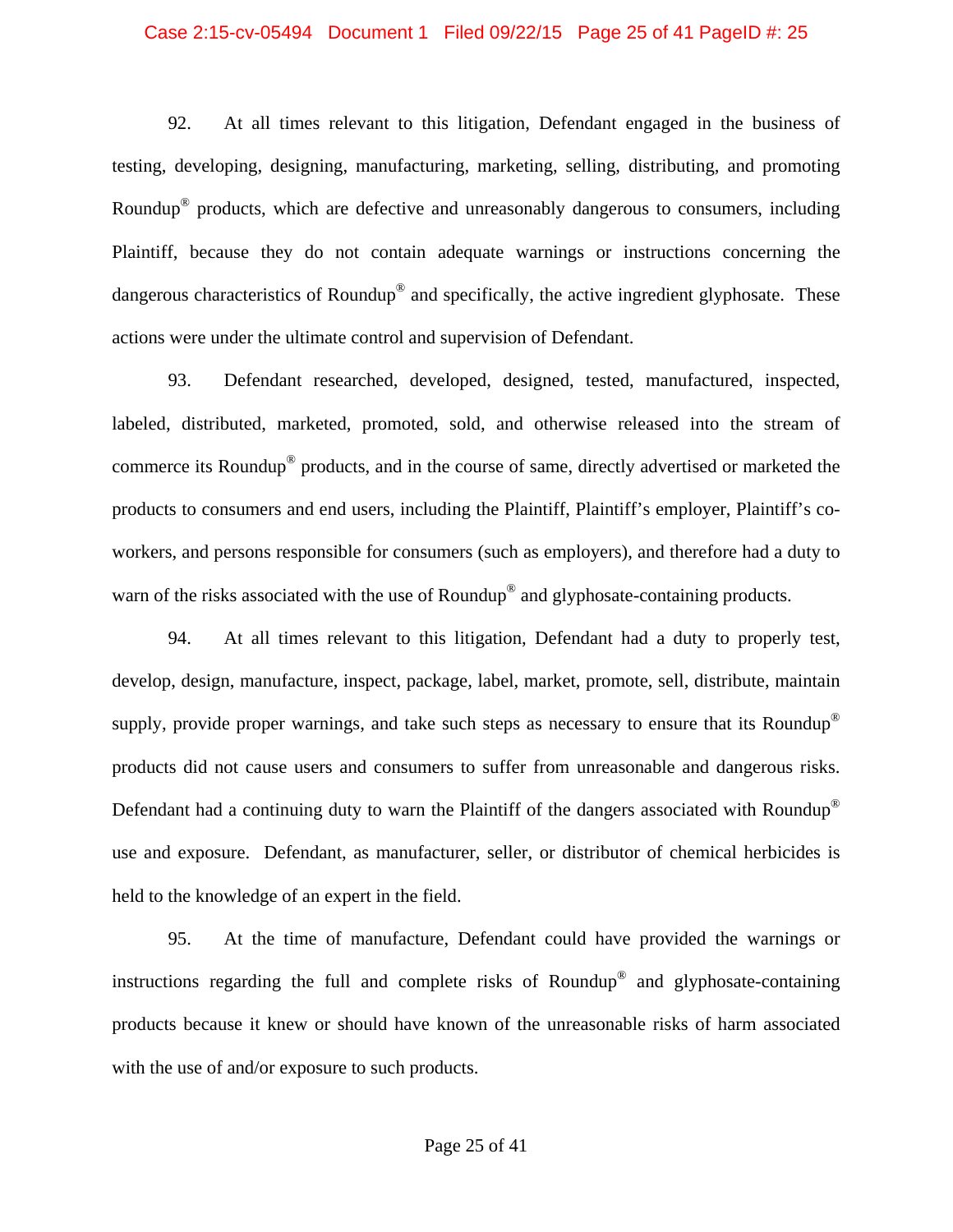92. At all times relevant to this litigation, Defendant engaged in the business of testing, developing, designing, manufacturing, marketing, selling, distributing, and promoting Roundup® products, which are defective and unreasonably dangerous to consumers, including Plaintiff, because they do not contain adequate warnings or instructions concerning the dangerous characteristics of Roundup® and specifically, the active ingredient glyphosate. These actions were under the ultimate control and supervision of Defendant.

93. Defendant researched, developed, designed, tested, manufactured, inspected, labeled, distributed, marketed, promoted, sold, and otherwise released into the stream of commerce its Roundup® products, and in the course of same, directly advertised or marketed the products to consumers and end users, including the Plaintiff, Plaintiff's employer, Plaintiff's co-workers, and persons responsible for consumers (such as employers), and therefore had a duty to warn of the risks associated with the use of Roundup® and glyphosate-containing products.

94. At all times relevant to this litigation, Defendant had a duty to properly test, develop, design, manufacture, inspect, package, label, market, promote, sell, distribute, maintain supply, provide proper warnings, and take such steps as necessary to ensure that its Roundup® products did not cause users and consumers to suffer from unreasonable and dangerous risks. Defendant had a continuing duty to warn the Plaintiff of the dangers associated with Roundup® use and exposure. Defendant, as manufacturer, seller, or distributor of chemical herbicides is held to the knowledge of an expert in the field.

95. At the time of manufacture, Defendant could have provided the warnings or instructions regarding the full and complete risks of Roundup® and glyphosate-containing products because it knew or should have known of the unreasonable risks of harm associated with the use of and/or exposure to such products.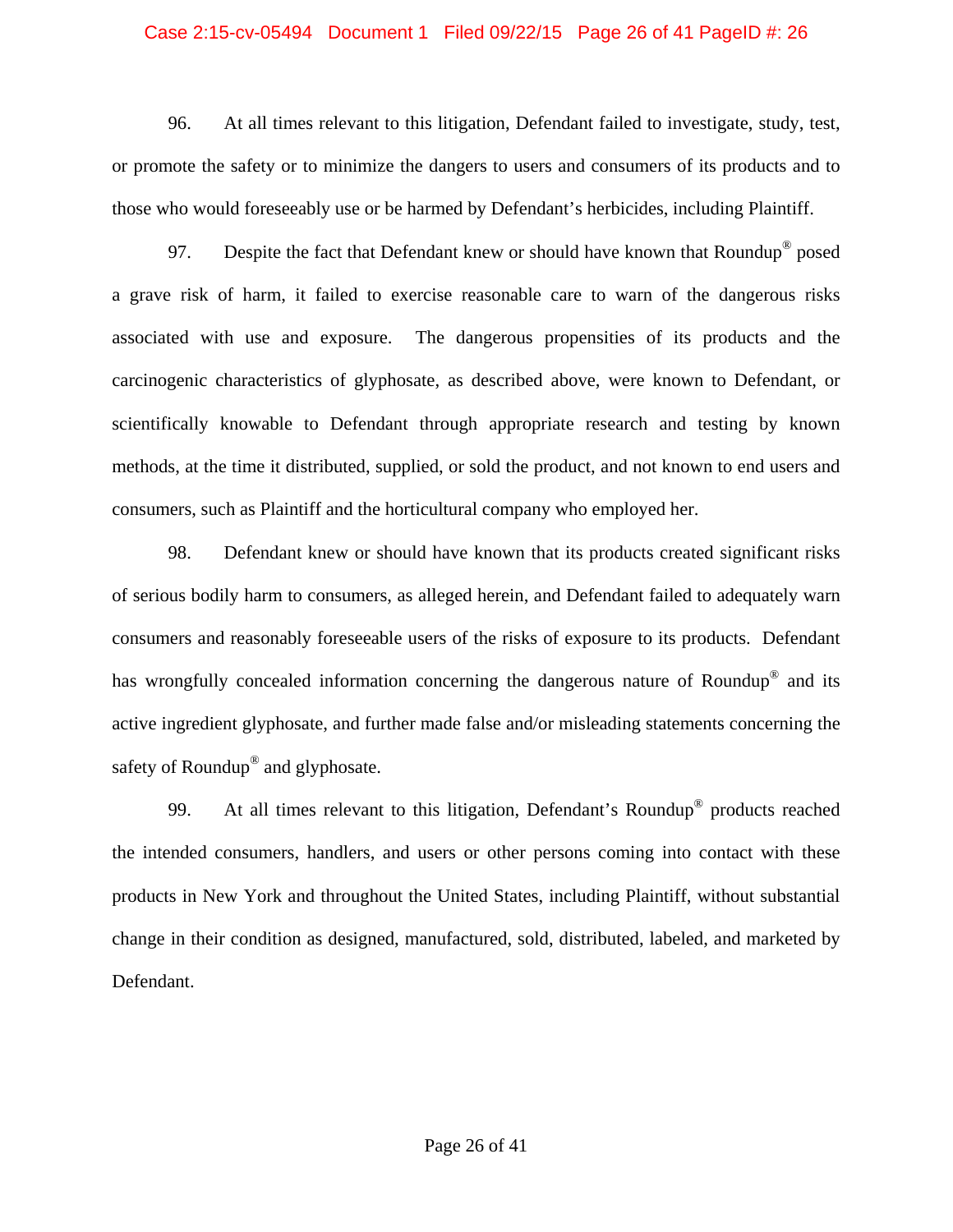96. At all times relevant to this litigation, Defendant failed to investigate, study, test, or promote the safety or to minimize the dangers to users and consumers of its products and to those who would foreseeably use or be harmed by Defendant's herbicides, including Plaintiff.

97. Despite the fact that Defendant knew or should have known that Roundup® posed a grave risk of harm, it failed to exercise reasonable care to warn of the dangerous risks associated with use and exposure. The dangerous propensities of its products and the carcinogenic characteristics of glyphosate, as described above, were known to Defendant, or scientifically knowable to Defendant through appropriate research and testing by known methods, at the time it distributed, supplied, or sold the product, and not known to end users and consumers, such as Plaintiff and the horticultural company who employed her.

98. Defendant knew or should have known that its products created significant risks of serious bodily harm to consumers, as alleged herein, and Defendant failed to adequately warn consumers and reasonably foreseeable users of the risks of exposure to its products. Defendant has wrongfully concealed information concerning the dangerous nature of Roundup® and its active ingredient glyphosate, and further made false and/or misleading statements concerning the safety of Roundup® and glyphosate.

99. At all times relevant to this litigation, Defendant's Roundup® products reached the intended consumers, handlers, and users or other persons coming into contact with these products in New York and throughout the United States, including Plaintiff, without substantial change in their condition as designed, manufactured, sold, distributed, labeled, and marketed by Defendant.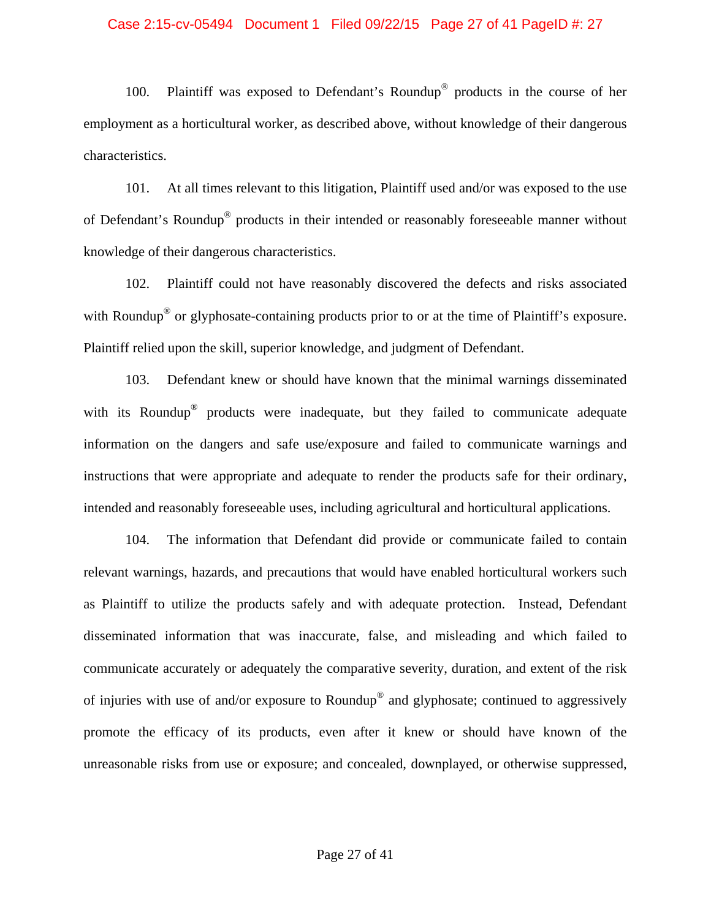100. Plaintiff was exposed to Defendant's Roundup® products in the course of her employment as a horticultural worker, as described above, without knowledge of their dangerous characteristics.

101. At all times relevant to this litigation, Plaintiff used and/or was exposed to the use of Defendant's Roundup® products in their intended or reasonably foreseeable manner without knowledge of their dangerous characteristics.

102. Plaintiff could not have reasonably discovered the defects and risks associated with Roundup® or glyphosate-containing products prior to or at the time of Plaintiff's exposure. Plaintiff relied upon the skill, superior knowledge, and judgment of Defendant.

103. Defendant knew or should have known that the minimal warnings disseminated with its Roundup® products were inadequate, but they failed to communicate adequate information on the dangers and safe use/exposure and failed to communicate warnings and instructions that were appropriate and adequate to render the products safe for their ordinary, intended and reasonably foreseeable uses, including agricultural and horticultural applications.

104. The information that Defendant did provide or communicate failed to contain relevant warnings, hazards, and precautions that would have enabled horticultural workers such as Plaintiff to utilize the products safely and with adequate protection. Instead, Defendant disseminated information that was inaccurate, false, and misleading and which failed to communicate accurately or adequately the comparative severity, duration, and extent of the risk of injuries with use of and/or exposure to Roundup® and glyphosate; continued to aggressively promote the efficacy of its products, even after it knew or should have known of the unreasonable risks from use or exposure; and concealed, downplayed, or otherwise suppressed,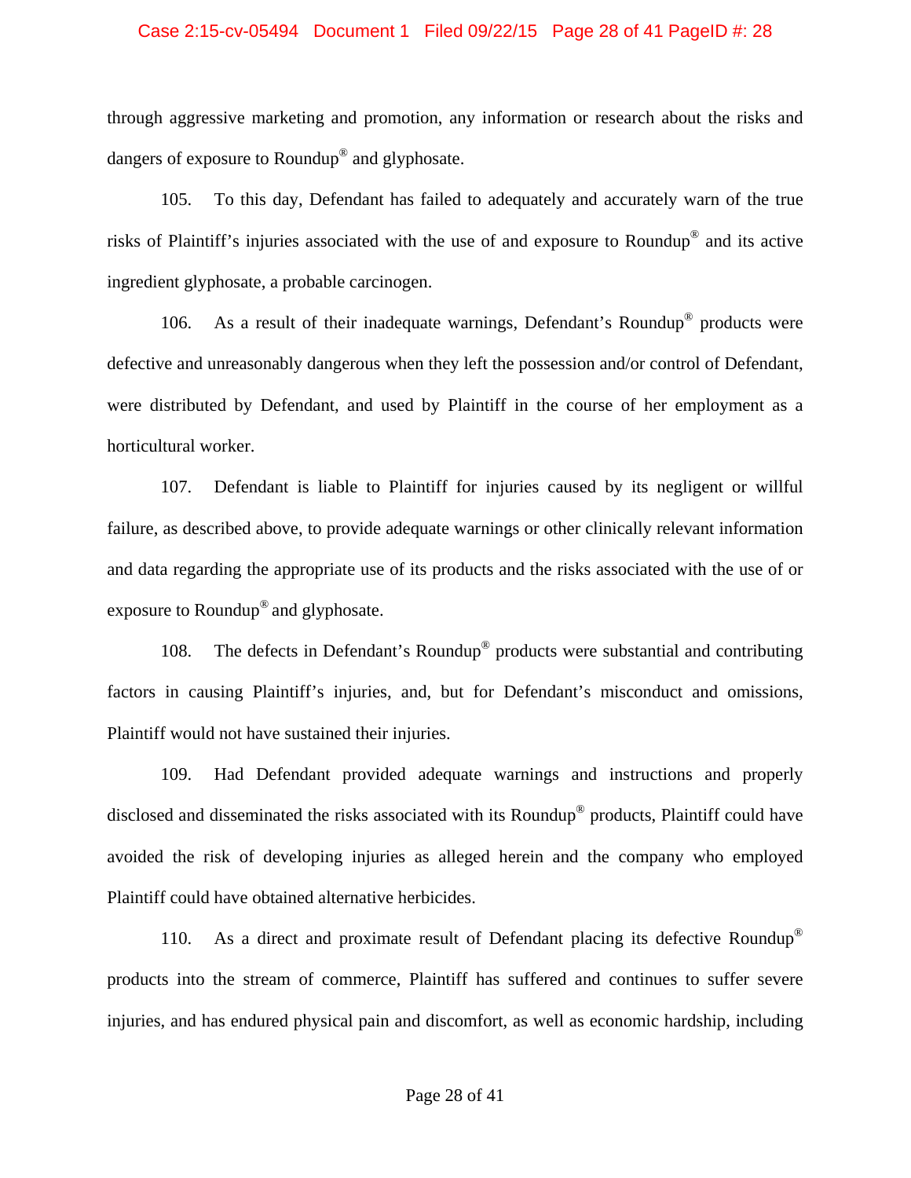through aggressive marketing and promotion, any information or research about the risks and dangers of exposure to Roundup® and glyphosate.

105. To this day, Defendant has failed to adequately and accurately warn of the true risks of Plaintiff's injuries associated with the use of and exposure to Roundup® and its active ingredient glyphosate, a probable carcinogen.

106. As a result of their inadequate warnings, Defendant's Roundup® products were defective and unreasonably dangerous when they left the possession and/or control of Defendant, were distributed by Defendant, and used by Plaintiff in the course of her employment as a horticultural worker.

107. Defendant is liable to Plaintiff for injuries caused by its negligent or willful failure, as described above, to provide adequate warnings or other clinically relevant information and data regarding the appropriate use of its products and the risks associated with the use of or exposure to Roundup® and glyphosate.

108. The defects in Defendant's Roundup® products were substantial and contributing factors in causing Plaintiff's injuries, and, but for Defendant's misconduct and omissions, Plaintiff would not have sustained their injuries.

109. Had Defendant provided adequate warnings and instructions and properly disclosed and disseminated the risks associated with its Roundup® products, Plaintiff could have avoided the risk of developing injuries as alleged herein and the company who employed Plaintiff could have obtained alternative herbicides.

110. As a direct and proximate result of Defendant placing its defective Roundup® products into the stream of commerce, Plaintiff has suffered and continues to suffer severe injuries, and has endured physical pain and discomfort, as well as economic hardship, including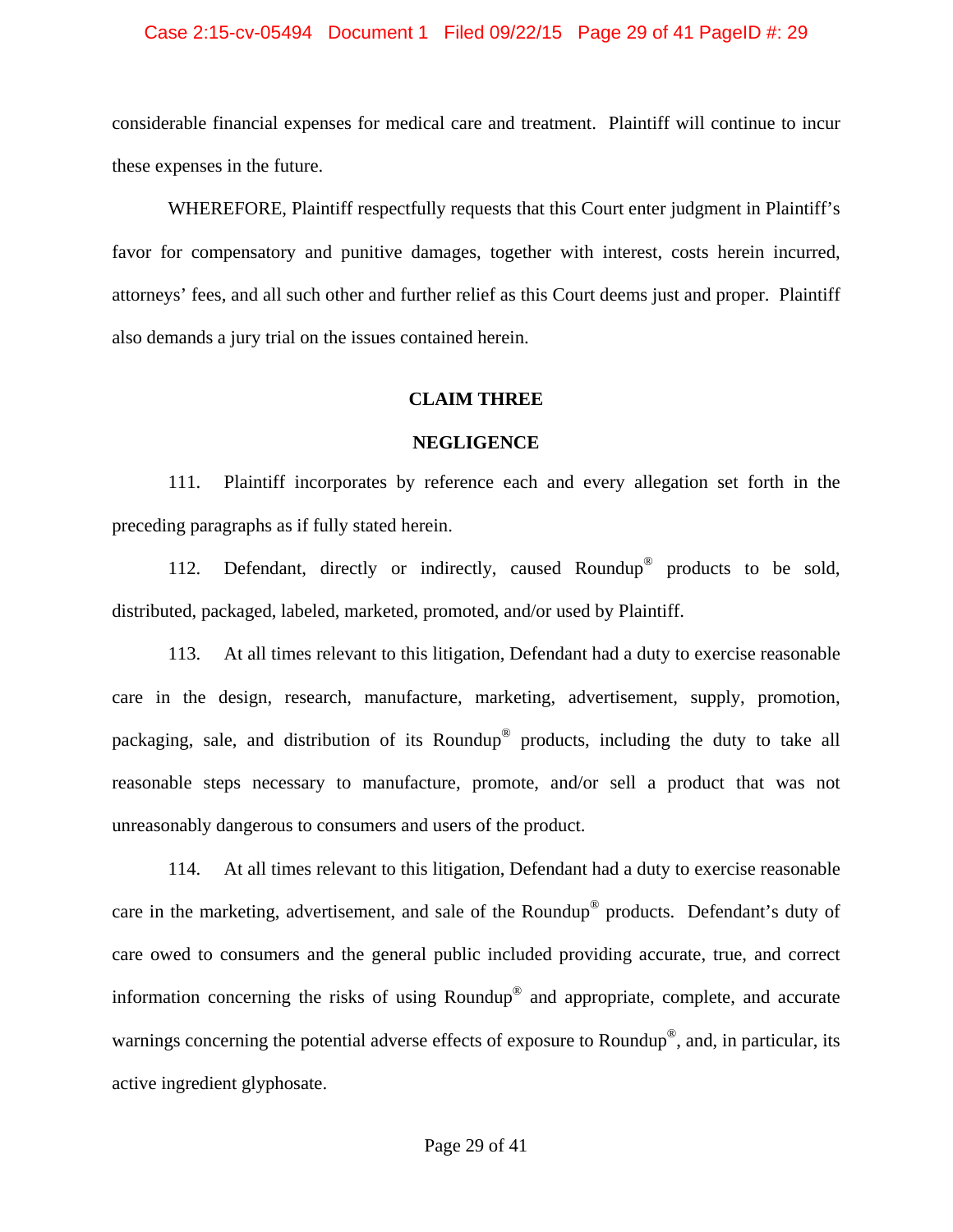considerable financial expenses for medical care and treatment. Plaintiff will continue to incur these expenses in the future.

WHEREFORE, Plaintiff respectfully requests that this Court enter judgment in Plaintiff's favor for compensatory and punitive damages, together with interest, costs herein incurred, attorneys' fees, and all such other and further relief as this Court deems just and proper. Plaintiff also demands a jury trial on the issues contained herein.

## CLAIM THREE

## NEGLIGENCE

111. Plaintiff incorporates by reference each and every allegation set forth in the preceding paragraphs as if fully stated herein.

112. Defendant, directly or indirectly, caused Roundup® products to be sold, distributed, packaged, labeled, marketed, promoted, and/or used by Plaintiff.

113. At all times relevant to this litigation, Defendant had a duty to exercise reasonable care in the design, research, manufacture, marketing, advertisement, supply, promotion, packaging, sale, and distribution of its Roundup® products, including the duty to take all reasonable steps necessary to manufacture, promote, and/or sell a product that was not unreasonably dangerous to consumers and users of the product.

114. At all times relevant to this litigation, Defendant had a duty to exercise reasonable care in the marketing, advertisement, and sale of the Roundup® products. Defendant's duty of care owed to consumers and the general public included providing accurate, true, and correct information concerning the risks of using Roundup® and appropriate, complete, and accurate warnings concerning the potential adverse effects of exposure to Roundup®, and, in particular, its active ingredient glyphosate.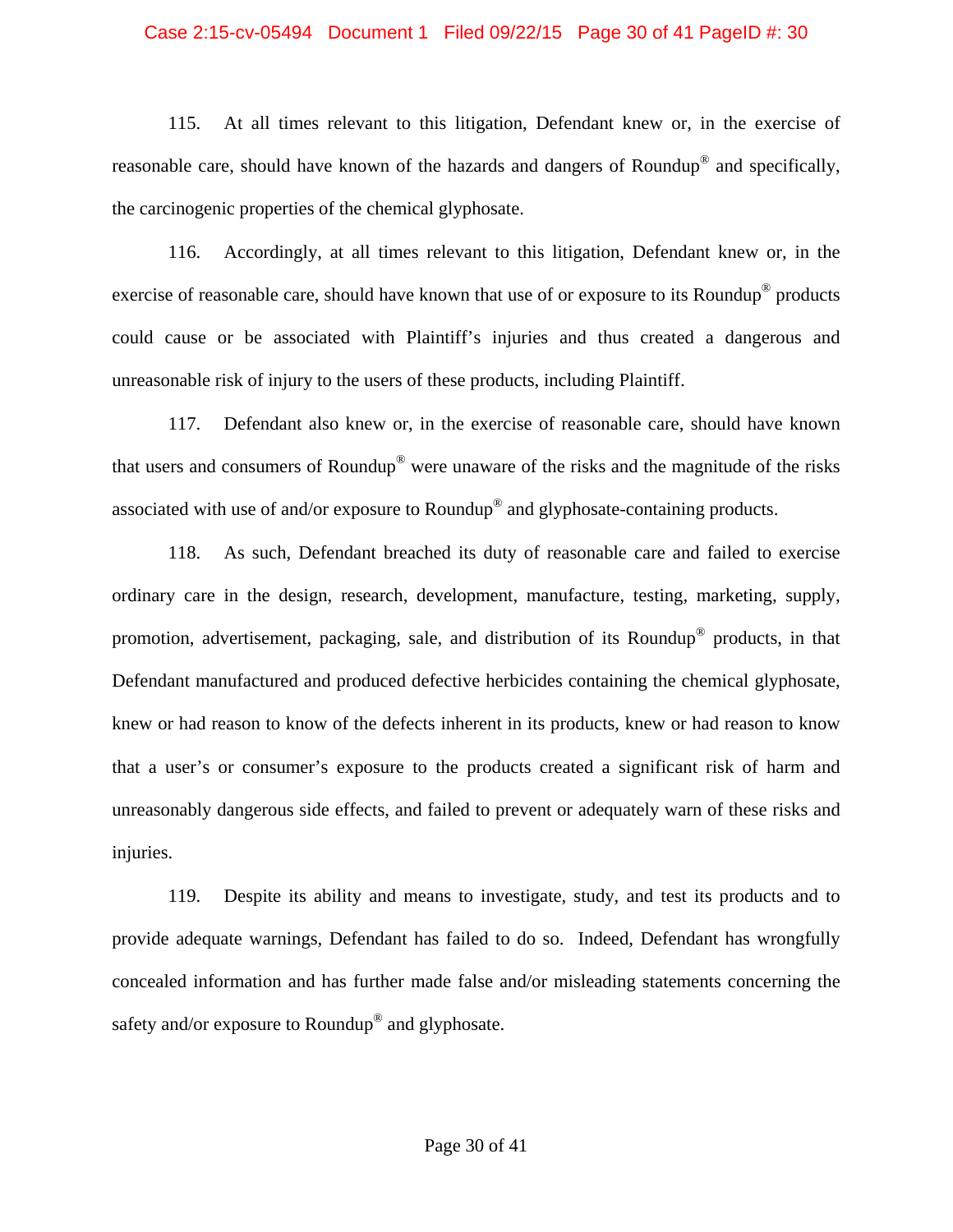115. At all times relevant to this litigation, Defendant knew or, in the exercise of reasonable care, should have known of the hazards and dangers of Roundup® and specifically, the carcinogenic properties of the chemical glyphosate.

116. Accordingly, at all times relevant to this litigation, Defendant knew or, in the exercise of reasonable care, should have known that use of or exposure to its Roundup® products could cause or be associated with Plaintiff's injuries and thus created a dangerous and unreasonable risk of injury to the users of these products, including Plaintiff.

117. Defendant also knew or, in the exercise of reasonable care, should have known that users and consumers of Roundup® were unaware of the risks and the magnitude of the risks associated with use of and/or exposure to Roundup® and glyphosate-containing products.

118. As such, Defendant breached its duty of reasonable care and failed to exercise ordinary care in the design, research, development, manufacture, testing, marketing, supply, promotion, advertisement, packaging, sale, and distribution of its Roundup® products, in that Defendant manufactured and produced defective herbicides containing the chemical glyphosate, knew or had reason to know of the defects inherent in its products, knew or had reason to know that a user's or consumer's exposure to the products created a significant risk of harm and unreasonably dangerous side effects, and failed to prevent or adequately warn of these risks and injuries.

119. Despite its ability and means to investigate, study, and test its products and to provide adequate warnings, Defendant has failed to do so. Indeed, Defendant has wrongfully concealed information and has further made false and/or misleading statements concerning the safety and/or exposure to Roundup® and glyphosate.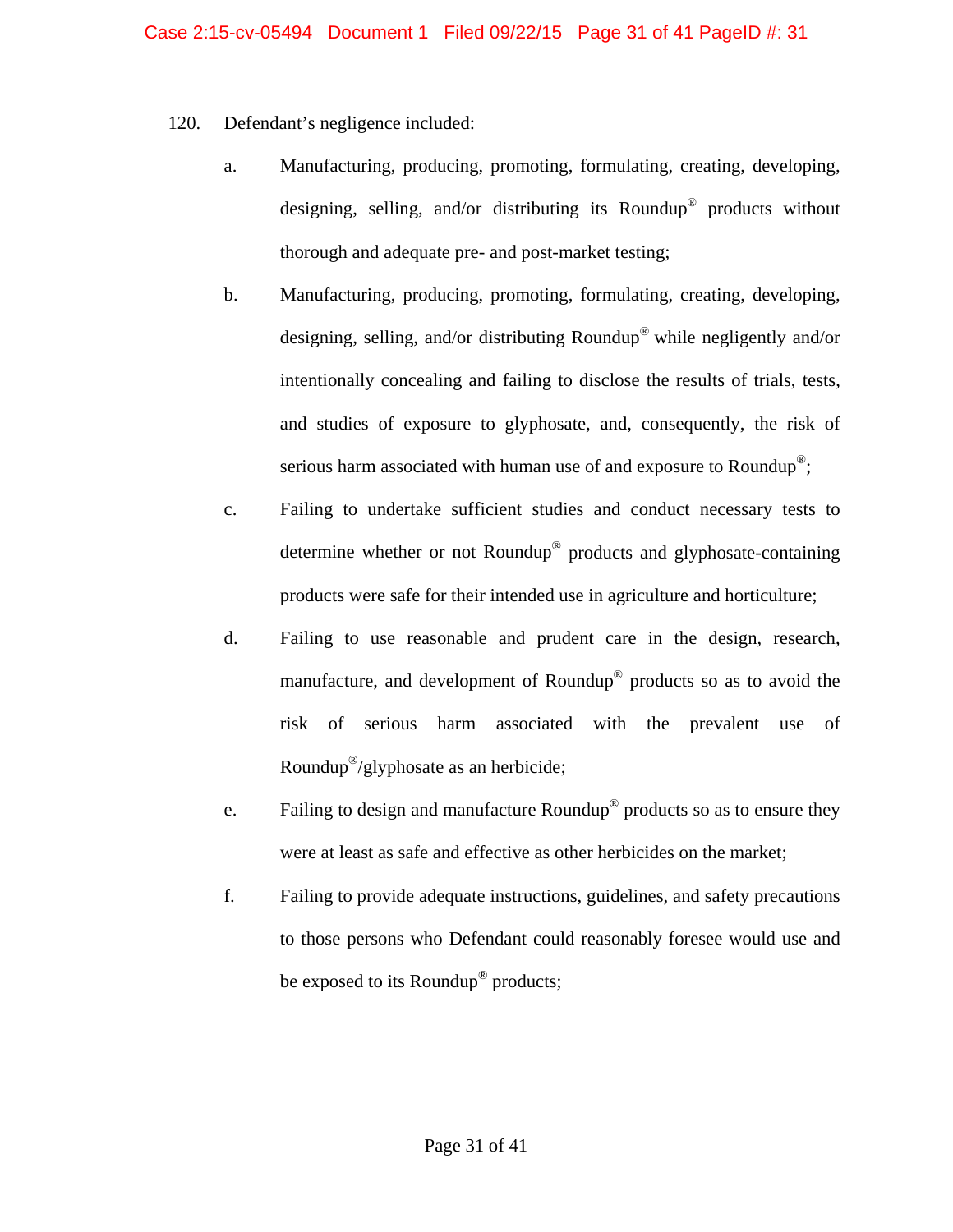120. Defendant's negligence included:

a. Manufacturing, producing, promoting, formulating, creating, developing, designing, selling, and/or distributing its Roundup® products without thorough and adequate pre- and post-market testing;

b. Manufacturing, producing, promoting, formulating, creating, developing, designing, selling, and/or distributing Roundup® while negligently and/or intentionally concealing and failing to disclose the results of trials, tests, and studies of exposure to glyphosate, and, consequently, the risk of serious harm associated with human use of and exposure to Roundup®;

c. Failing to undertake sufficient studies and conduct necessary tests to determine whether or not Roundup® products and glyphosate-containing products were safe for their intended use in agriculture and horticulture;

d. Failing to use reasonable and prudent care in the design, research, manufacture, and development of Roundup® products so as to avoid the risk of serious harm associated with the prevalent use of Roundup®/glyphosate as an herbicide;

e. Failing to design and manufacture Roundup® products so as to ensure they were at least as safe and effective as other herbicides on the market;

f. Failing to provide adequate instructions, guidelines, and safety precautions to those persons who Defendant could reasonably foresee would use and be exposed to its Roundup® products;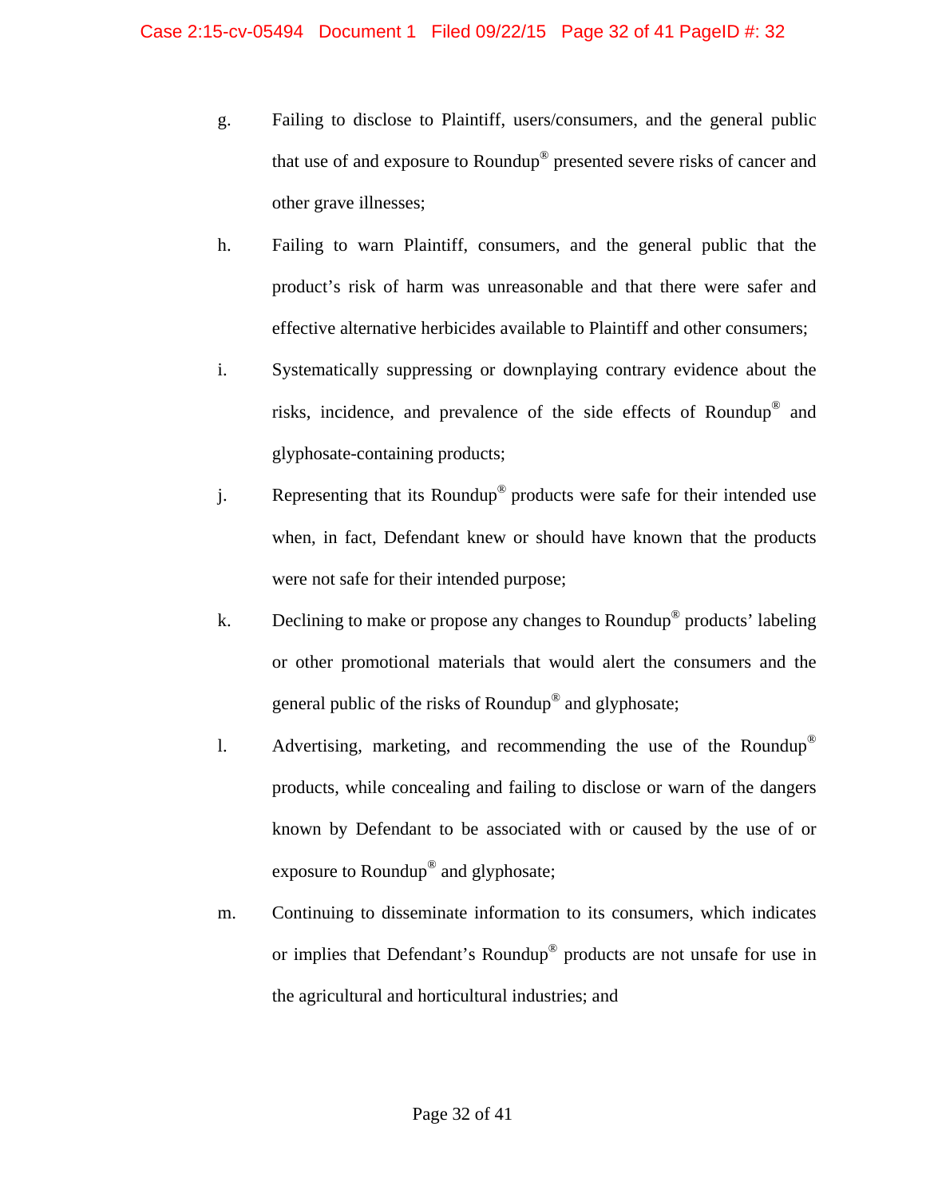g. Failing to disclose to Plaintiff, users/consumers, and the general public that use of and exposure to Roundup® presented severe risks of cancer and other grave illnesses;

h. Failing to warn Plaintiff, consumers, and the general public that the product's risk of harm was unreasonable and that there were safer and effective alternative herbicides available to Plaintiff and other consumers;

i. Systematically suppressing or downplaying contrary evidence about the risks, incidence, and prevalence of the side effects of Roundup® and glyphosate-containing products;

j. Representing that its Roundup® products were safe for their intended use when, in fact, Defendant knew or should have known that the products were not safe for their intended purpose;

k. Declining to make or propose any changes to Roundup® products' labeling or other promotional materials that would alert the consumers and the general public of the risks of Roundup® and glyphosate;

l. Advertising, marketing, and recommending the use of the Roundup® products, while concealing and failing to disclose or warn of the dangers known by Defendant to be associated with or caused by the use of or exposure to Roundup® and glyphosate;

m. Continuing to disseminate information to its consumers, which indicates or implies that Defendant's Roundup® products are not unsafe for use in the agricultural and horticultural industries; and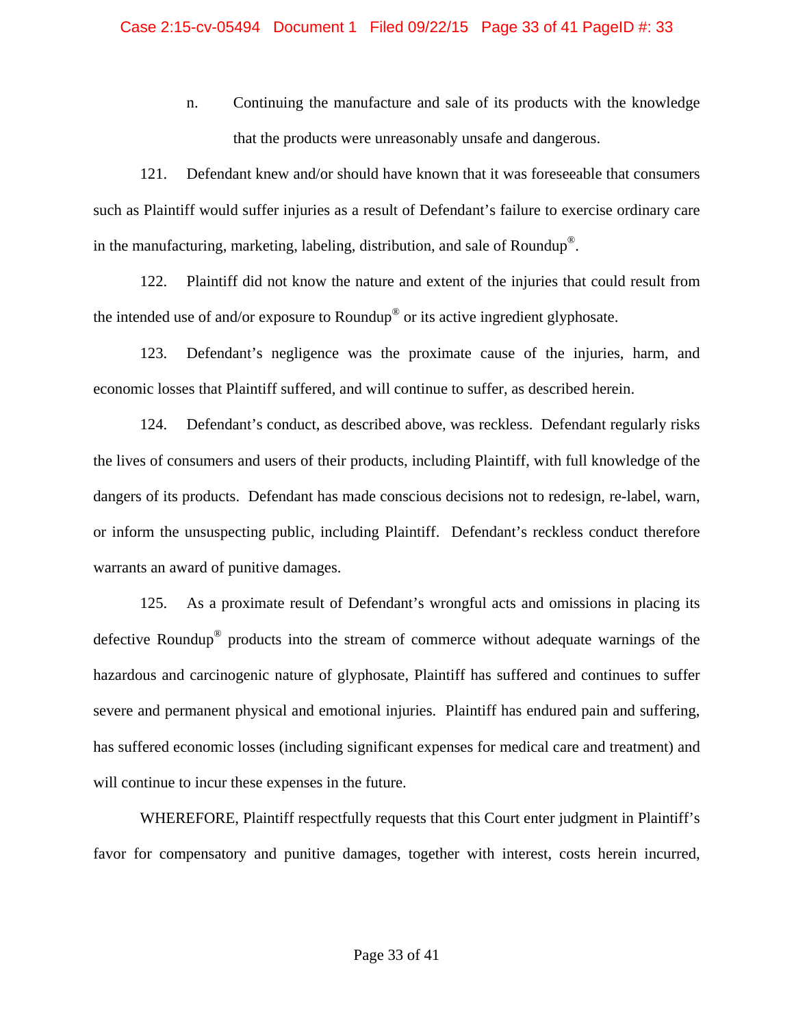n. Continuing the manufacture and sale of its products with the knowledge that the products were unreasonably unsafe and dangerous.

121. Defendant knew and/or should have known that it was foreseeable that consumers such as Plaintiff would suffer injuries as a result of Defendant's failure to exercise ordinary care in the manufacturing, marketing, labeling, distribution, and sale of Roundup®.

122. Plaintiff did not know the nature and extent of the injuries that could result from the intended use of and/or exposure to Roundup® or its active ingredient glyphosate.

123. Defendant's negligence was the proximate cause of the injuries, harm, and economic losses that Plaintiff suffered, and will continue to suffer, as described herein.

124. Defendant's conduct, as described above, was reckless. Defendant regularly risks the lives of consumers and users of their products, including Plaintiff, with full knowledge of the dangers of its products. Defendant has made conscious decisions not to redesign, re-label, warn, or inform the unsuspecting public, including Plaintiff. Defendant's reckless conduct therefore warrants an award of punitive damages.

125. As a proximate result of Defendant's wrongful acts and omissions in placing its defective Roundup® products into the stream of commerce without adequate warnings of the hazardous and carcinogenic nature of glyphosate, Plaintiff has suffered and continues to suffer severe and permanent physical and emotional injuries. Plaintiff has endured pain and suffering, has suffered economic losses (including significant expenses for medical care and treatment) and will continue to incur these expenses in the future.

WHEREFORE, Plaintiff respectfully requests that this Court enter judgment in Plaintiff's favor for compensatory and punitive damages, together with interest, costs herein incurred,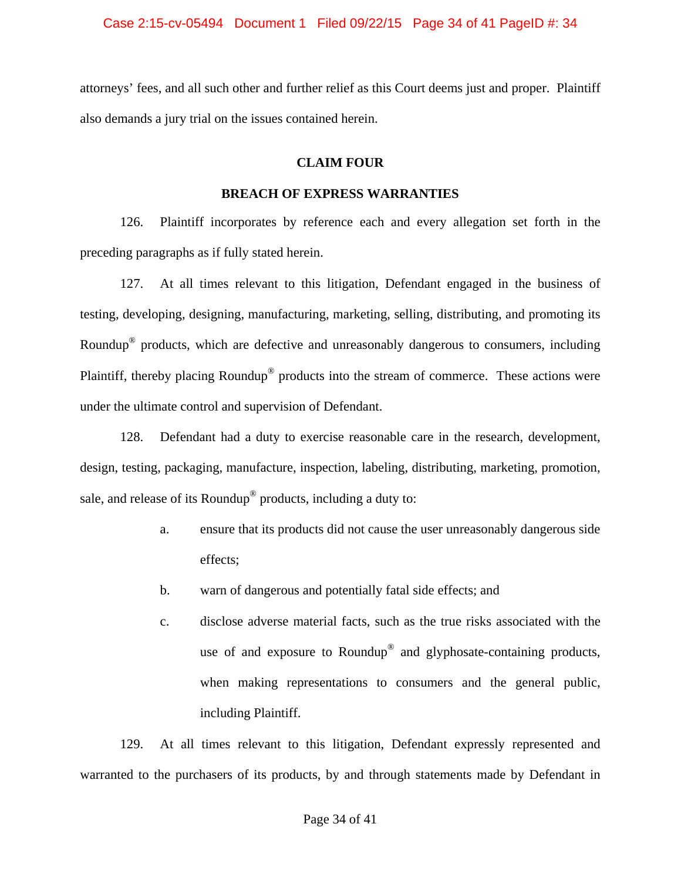attorneys' fees, and all such other and further relief as this Court deems just and proper. Plaintiff also demands a jury trial on the issues contained herein.

**CLAIM FOUR**

**BREACH OF EXPRESS WARRANTIES**

126. Plaintiff incorporates by reference each and every allegation set forth in the preceding paragraphs as if fully stated herein.

127. At all times relevant to this litigation, Defendant engaged in the business of testing, developing, designing, manufacturing, marketing, selling, distributing, and promoting its Roundup® products, which are defective and unreasonably dangerous to consumers, including Plaintiff, thereby placing Roundup® products into the stream of commerce. These actions were under the ultimate control and supervision of Defendant.

128. Defendant had a duty to exercise reasonable care in the research, development, design, testing, packaging, manufacture, inspection, labeling, distributing, marketing, promotion, sale, and release of its Roundup® products, including a duty to:

a. ensure that its products did not cause the user unreasonably dangerous side effects;

b. warn of dangerous and potentially fatal side effects; and

c. disclose adverse material facts, such as the true risks associated with the use of and exposure to Roundup® and glyphosate-containing products, when making representations to consumers and the general public, including Plaintiff.

129. At all times relevant to this litigation, Defendant expressly represented and warranted to the purchasers of its products, by and through statements made by Defendant in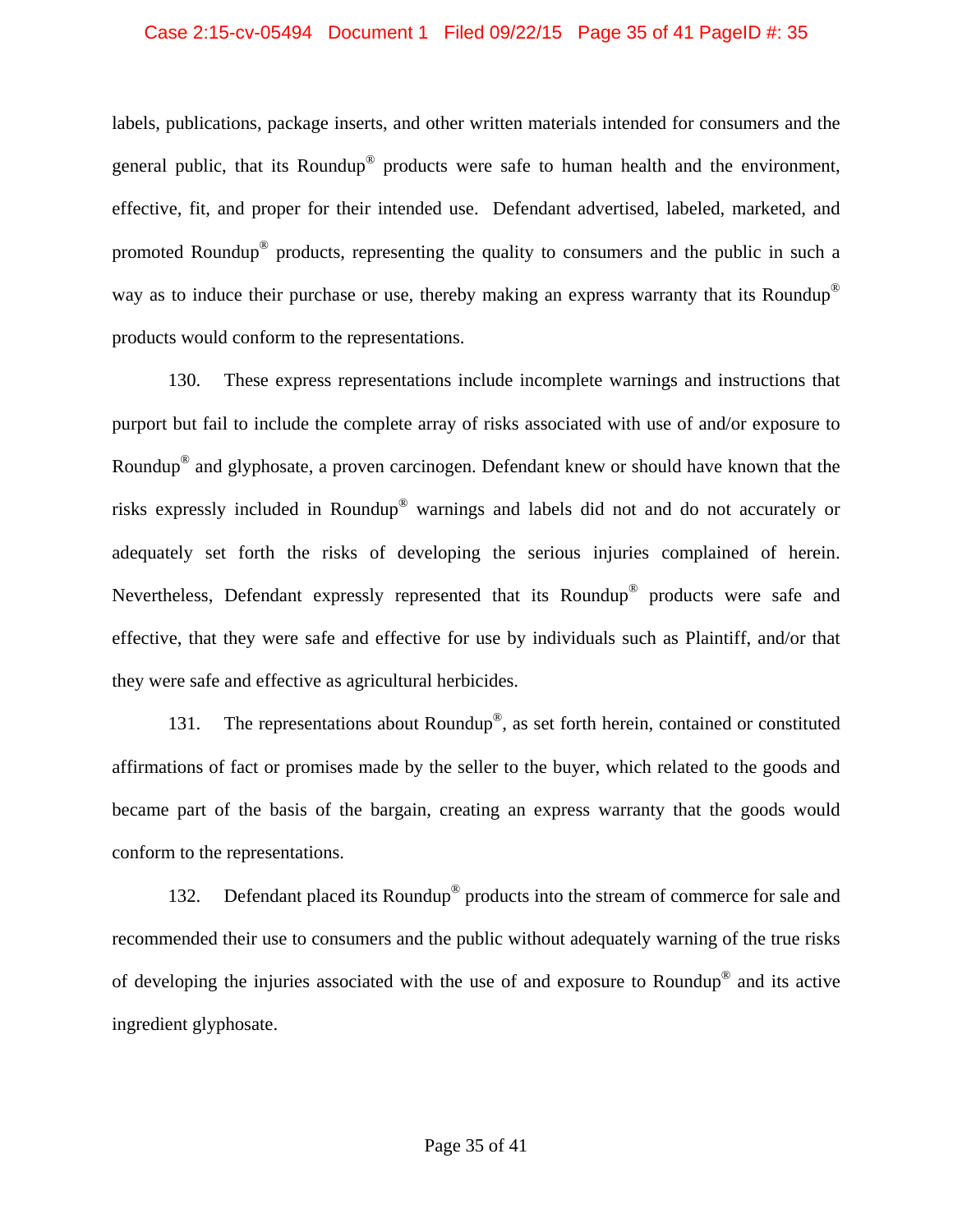labels, publications, package inserts, and other written materials intended for consumers and the general public, that its Roundup® products were safe to human health and the environment, effective, fit, and proper for their intended use. Defendant advertised, labeled, marketed, and promoted Roundup® products, representing the quality to consumers and the public in such a way as to induce their purchase or use, thereby making an express warranty that its Roundup® products would conform to the representations.

130. These express representations include incomplete warnings and instructions that purport but fail to include the complete array of risks associated with use of and/or exposure to Roundup® and glyphosate, a proven carcinogen. Defendant knew or should have known that the risks expressly included in Roundup® warnings and labels did not and do not accurately or adequately set forth the risks of developing the serious injuries complained of herein. Nevertheless, Defendant expressly represented that its Roundup® products were safe and effective, that they were safe and effective for use by individuals such as Plaintiff, and/or that they were safe and effective as agricultural herbicides.

131. The representations about Roundup®, as set forth herein, contained or constituted affirmations of fact or promises made by the seller to the buyer, which related to the goods and became part of the basis of the bargain, creating an express warranty that the goods would conform to the representations.

132. Defendant placed its Roundup® products into the stream of commerce for sale and recommended their use to consumers and the public without adequately warning of the true risks of developing the injuries associated with the use of and exposure to Roundup® and its active ingredient glyphosate.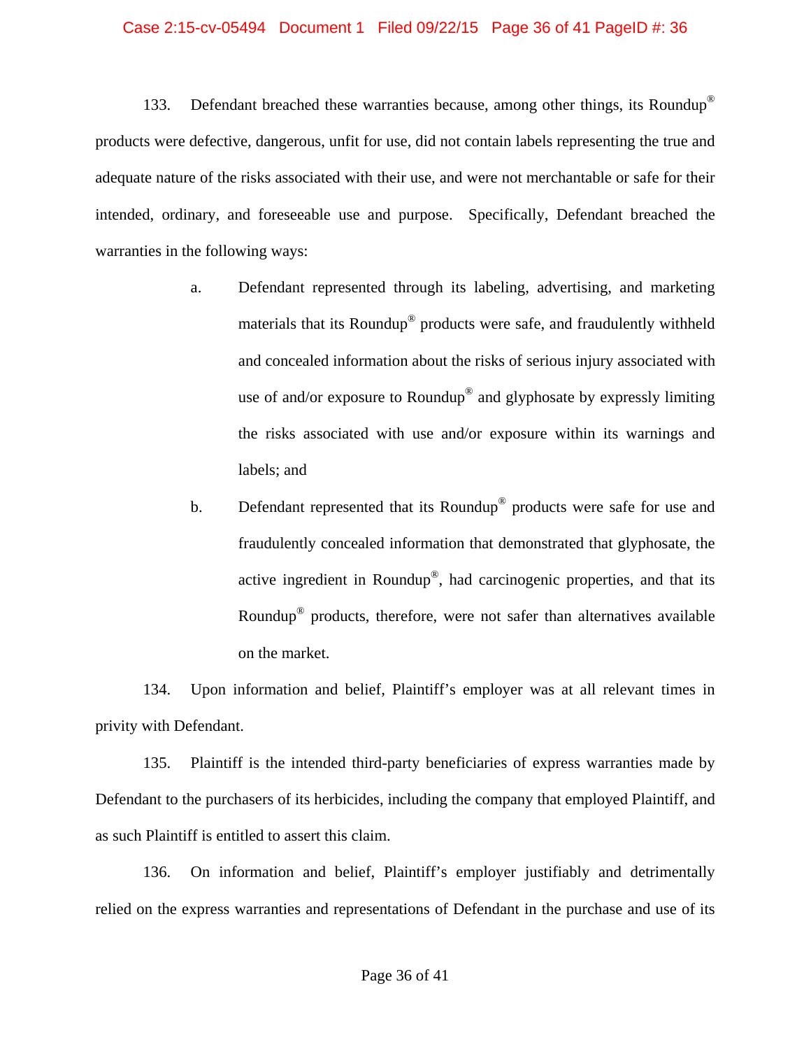133. Defendant breached these warranties because, among other things, its Roundup® products were defective, dangerous, unfit for use, did not contain labels representing the true and adequate nature of the risks associated with their use, and were not merchantable or safe for their intended, ordinary, and foreseeable use and purpose. Specifically, Defendant breached the warranties in the following ways:

a. Defendant represented through its labeling, advertising, and marketing materials that its Roundup® products were safe, and fraudulently withheld and concealed information about the risks of serious injury associated with use of and/or exposure to Roundup® and glyphosate by expressly limiting the risks associated with use and/or exposure within its warnings and labels; and

b. Defendant represented that its Roundup® products were safe for use and fraudulently concealed information that demonstrated that glyphosate, the active ingredient in Roundup®, had carcinogenic properties, and that its Roundup® products, therefore, were not safer than alternatives available on the market.

134. Upon information and belief, Plaintiff's employer was at all relevant times in privity with Defendant.

135. Plaintiff is the intended third-party beneficiaries of express warranties made by Defendant to the purchasers of its herbicides, including the company that employed Plaintiff, and as such Plaintiff is entitled to assert this claim.

136. On information and belief, Plaintiff's employer justifiably and detrimentally relied on the express warranties and representations of Defendant in the purchase and use of its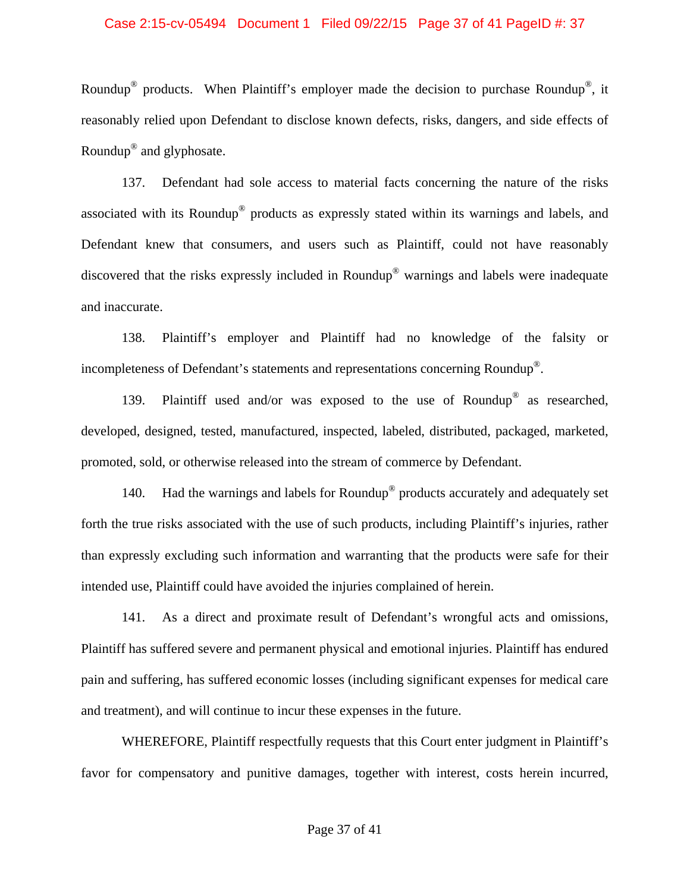Roundup® products. When Plaintiff's employer made the decision to purchase Roundup®, it reasonably relied upon Defendant to disclose known defects, risks, dangers, and side effects of Roundup® and glyphosate.

137. Defendant had sole access to material facts concerning the nature of the risks associated with its Roundup® products as expressly stated within its warnings and labels, and Defendant knew that consumers, and users such as Plaintiff, could not have reasonably discovered that the risks expressly included in Roundup® warnings and labels were inadequate and inaccurate.

138. Plaintiff's employer and Plaintiff had no knowledge of the falsity or incompleteness of Defendant's statements and representations concerning Roundup®.

139. Plaintiff used and/or was exposed to the use of Roundup® as researched, developed, designed, tested, manufactured, inspected, labeled, distributed, packaged, marketed, promoted, sold, or otherwise released into the stream of commerce by Defendant.

140. Had the warnings and labels for Roundup® products accurately and adequately set forth the true risks associated with the use of such products, including Plaintiff's injuries, rather than expressly excluding such information and warranting that the products were safe for their intended use, Plaintiff could have avoided the injuries complained of herein.

141. As a direct and proximate result of Defendant's wrongful acts and omissions, Plaintiff has suffered severe and permanent physical and emotional injuries. Plaintiff has endured pain and suffering, has suffered economic losses (including significant expenses for medical care and treatment), and will continue to incur these expenses in the future.

WHEREFORE, Plaintiff respectfully requests that this Court enter judgment in Plaintiff's favor for compensatory and punitive damages, together with interest, costs herein incurred,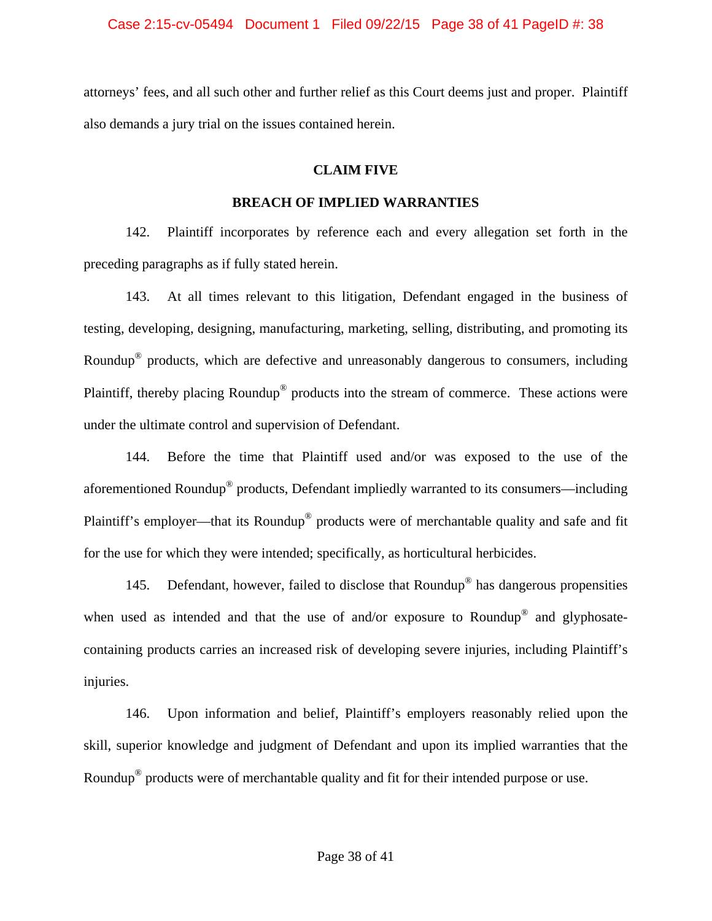attorneys' fees, and all such other and further relief as this Court deems just and proper. Plaintiff also demands a jury trial on the issues contained herein.

## CLAIM FIVE

## BREACH OF IMPLIED WARRANTIES

142. Plaintiff incorporates by reference each and every allegation set forth in the preceding paragraphs as if fully stated herein.

143. At all times relevant to this litigation, Defendant engaged in the business of testing, developing, designing, manufacturing, marketing, selling, distributing, and promoting its Roundup® products, which are defective and unreasonably dangerous to consumers, including Plaintiff, thereby placing Roundup® products into the stream of commerce. These actions were under the ultimate control and supervision of Defendant.

144. Before the time that Plaintiff used and/or was exposed to the use of the aforementioned Roundup® products, Defendant impliedly warranted to its consumers—including Plaintiff's employer—that its Roundup® products were of merchantable quality and safe and fit for the use for which they were intended; specifically, as horticultural herbicides.

145. Defendant, however, failed to disclose that Roundup® has dangerous propensities when used as intended and that the use of and/or exposure to Roundup® and glyphosate-containing products carries an increased risk of developing severe injuries, including Plaintiff's injuries.

146. Upon information and belief, Plaintiff's employers reasonably relied upon the skill, superior knowledge and judgment of Defendant and upon its implied warranties that the Roundup® products were of merchantable quality and fit for their intended purpose or use.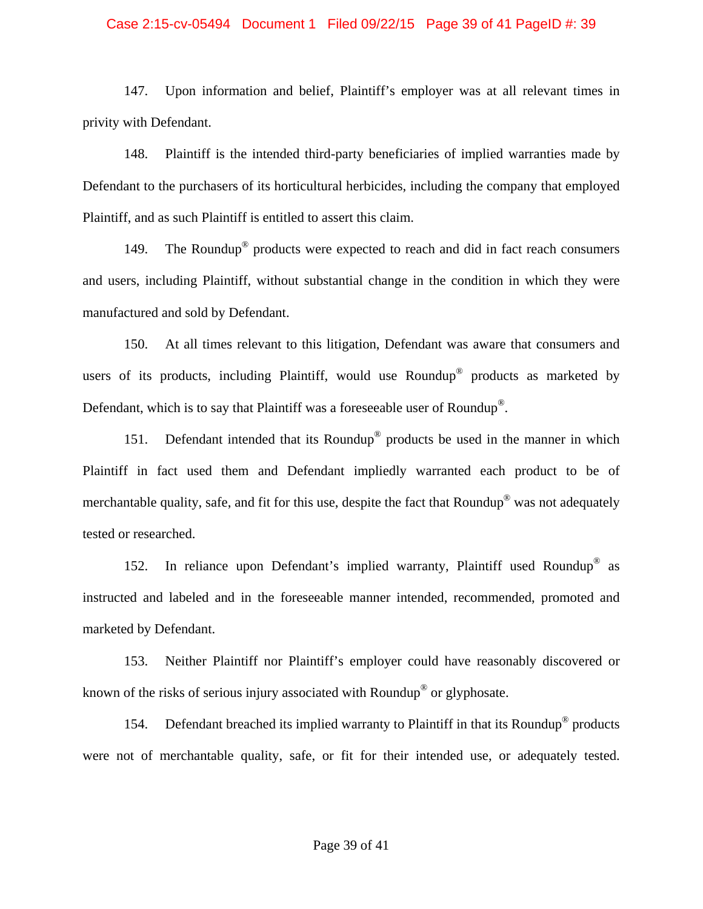147. Upon information and belief, Plaintiff's employer was at all relevant times in privity with Defendant.

148. Plaintiff is the intended third-party beneficiaries of implied warranties made by Defendant to the purchasers of its horticultural herbicides, including the company that employed Plaintiff, and as such Plaintiff is entitled to assert this claim.

149. The Roundup® products were expected to reach and did in fact reach consumers and users, including Plaintiff, without substantial change in the condition in which they were manufactured and sold by Defendant.

150. At all times relevant to this litigation, Defendant was aware that consumers and users of its products, including Plaintiff, would use Roundup® products as marketed by Defendant, which is to say that Plaintiff was a foreseeable user of Roundup®.

151. Defendant intended that its Roundup® products be used in the manner in which Plaintiff in fact used them and Defendant impliedly warranted each product to be of merchantable quality, safe, and fit for this use, despite the fact that Roundup® was not adequately tested or researched.

152. In reliance upon Defendant's implied warranty, Plaintiff used Roundup® as instructed and labeled and in the foreseeable manner intended, recommended, promoted and marketed by Defendant.

153. Neither Plaintiff nor Plaintiff's employer could have reasonably discovered or known of the risks of serious injury associated with Roundup® or glyphosate.

154. Defendant breached its implied warranty to Plaintiff in that its Roundup® products were not of merchantable quality, safe, or fit for their intended use, or adequately tested.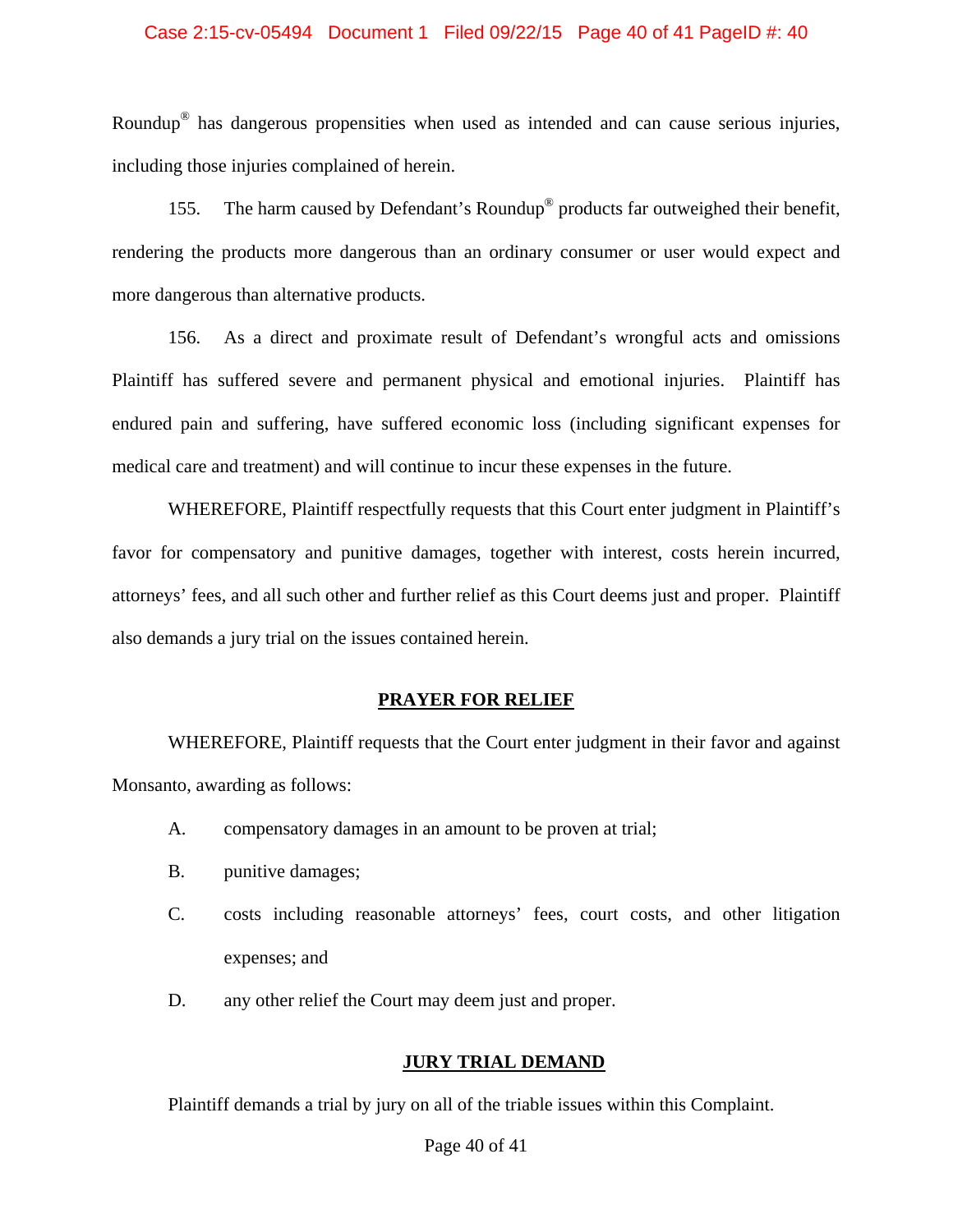Roundup® has dangerous propensities when used as intended and can cause serious injuries, including those injuries complained of herein.

155. The harm caused by Defendant's Roundup® products far outweighed their benefit, rendering the products more dangerous than an ordinary consumer or user would expect and more dangerous than alternative products.

156. As a direct and proximate result of Defendant's wrongful acts and omissions Plaintiff has suffered severe and permanent physical and emotional injuries. Plaintiff has endured pain and suffering, have suffered economic loss (including significant expenses for medical care and treatment) and will continue to incur these expenses in the future.

WHEREFORE, Plaintiff respectfully requests that this Court enter judgment in Plaintiff's favor for compensatory and punitive damages, together with interest, costs herein incurred, attorneys' fees, and all such other and further relief as this Court deems just and proper. Plaintiff also demands a jury trial on the issues contained herein.

## PRAYER FOR RELIEF

WHEREFORE, Plaintiff requests that the Court enter judgment in their favor and against Monsanto, awarding as follows:

A. compensatory damages in an amount to be proven at trial;

B. punitive damages;

C. costs including reasonable attorneys' fees, court costs, and other litigation expenses; and

D. any other relief the Court may deem just and proper.

## JURY TRIAL DEMAND

Plaintiff demands a trial by jury on all of the triable issues within this Complaint.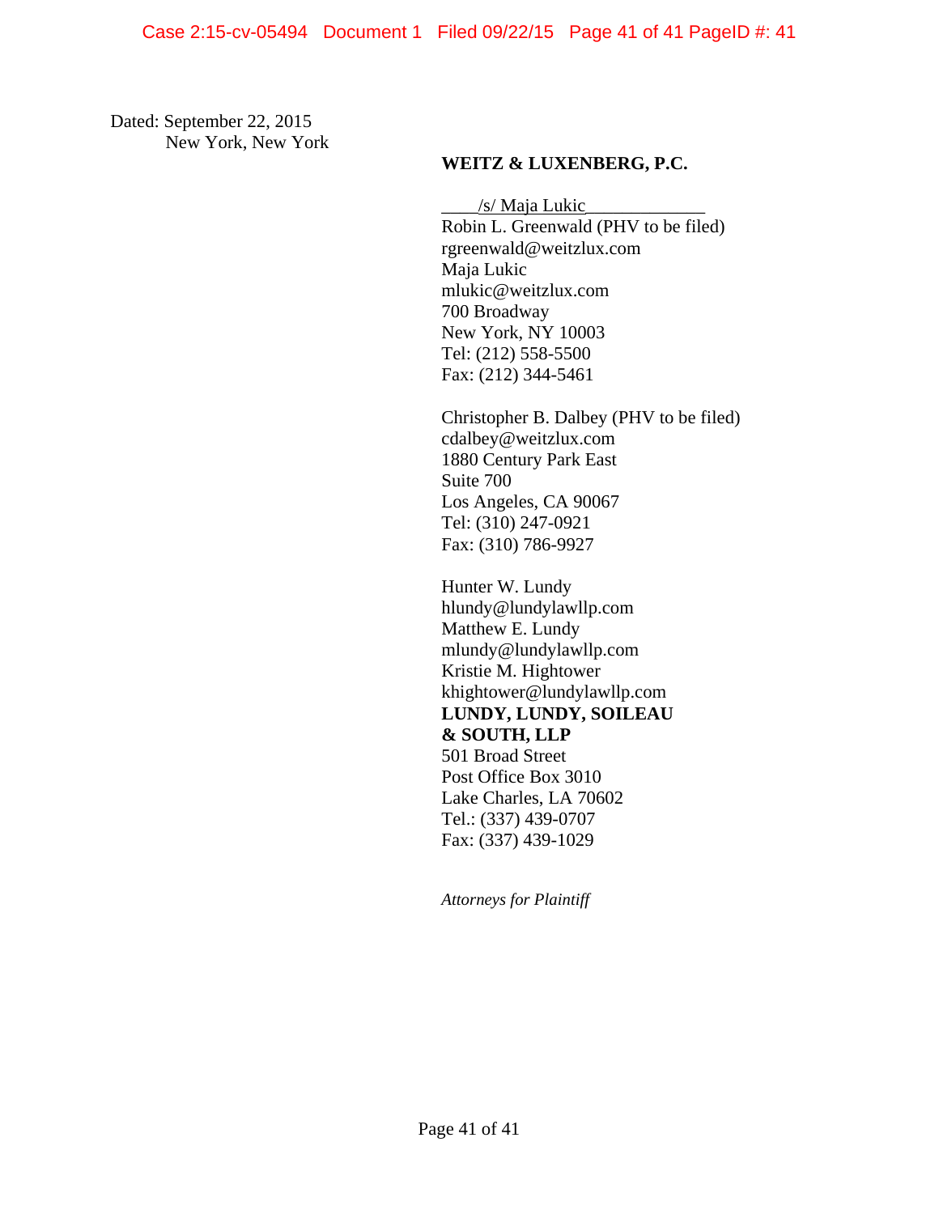Dated: September 22, 2015
New York, New York

**WEITZ & LUXENBERG, P.C.**

____/s/ Maja Lukic_____________
Robin L. Greenwald (PHV to be filed)
rgreenwald@weitzlux.com
Maja Lukic
mlukic@weitzlux.com
700 Broadway
New York, NY 10003
Tel: (212) 558-5500
Fax: (212) 344-5461

Christopher B. Dalbey (PHV to be filed)
cdalbey@weitzlux.com
1880 Century Park East
Suite 700
Los Angeles, CA 90067
Tel: (310) 247-0921
Fax: (310) 786-9927

Hunter W. Lundy
hlundy@lundylawllp.com
Matthew E. Lundy
mlundy@lundylawllp.com
Kristie M. Hightower
khightower@lundylawllp.com
**LUNDY, LUNDY, SOILEAU & SOUTH, LLP**
501 Broad Street
Post Office Box 3010
Lake Charles, LA 70602
Tel.: (337) 439-0707
Fax: (337) 439-1029

*Attorneys for Plaintiff*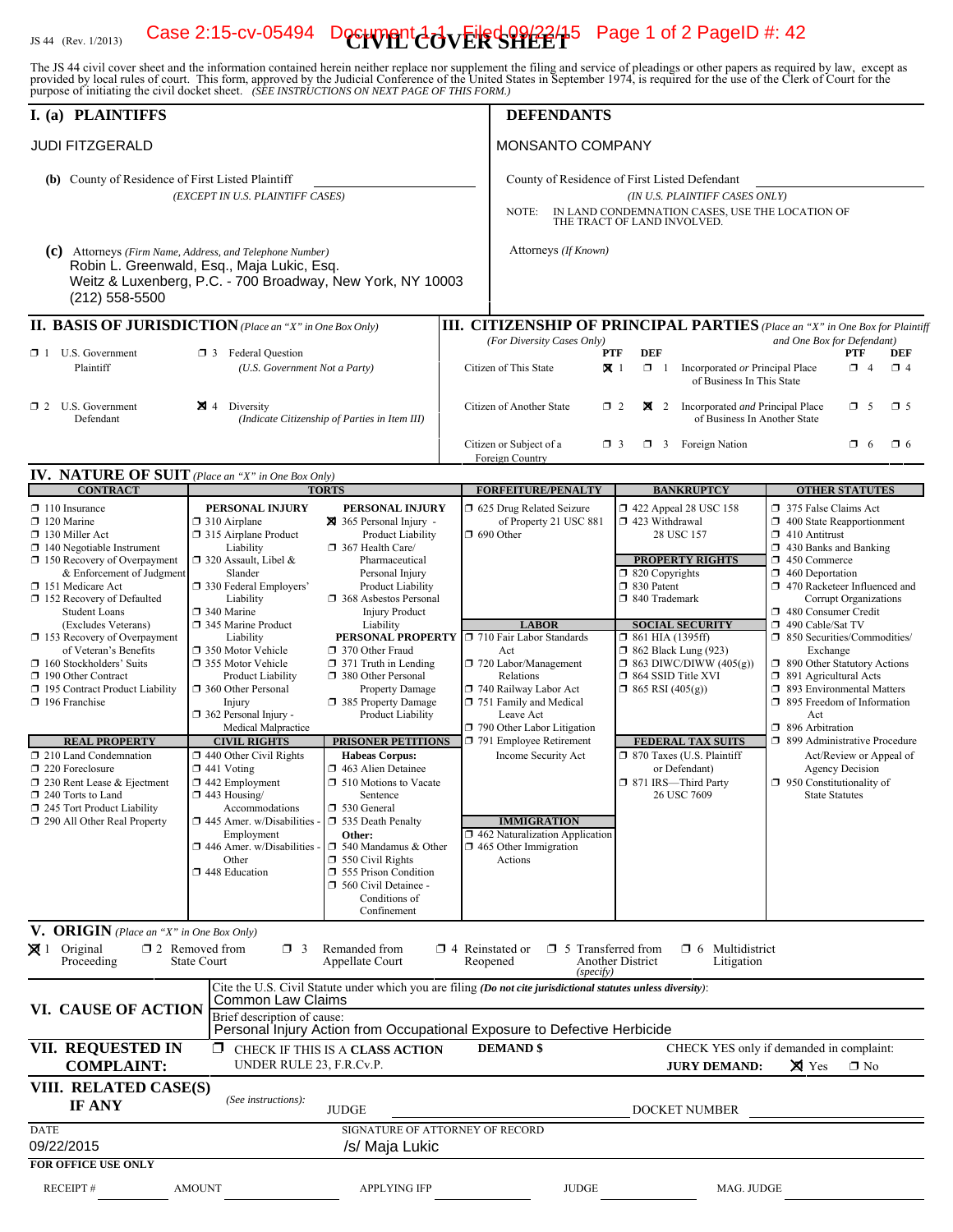JS 44 (Rev. 1/2013)

# CIVIL COVER SHEET

The JS 44 civil cover sheet and the information contained herein neither replace nor supplement the filing and service of pleadings or other papers as required by law, except as provided by local rules of court. This form, approved by the Judicial Conference of the United States in September 1974, is required for the use of the Clerk of Court for the purpose of initiating the civil docket sheet. *(SEE INSTRUCTIONS ON NEXT PAGE OF THIS FORM.)*

## I. (a) PLAINTIFFS

JUDI FITZGERALD

**(b)** County of Residence of First Listed Plaintiff
*(EXCEPT IN U.S. PLAINTIFF CASES)*

**(c)** Attorneys *(Firm Name, Address, and Telephone Number)*
Robin L. Greenwald, Esq., Maja Lukic, Esq.
Weitz & Luxenberg, P.C. - 700 Broadway, New York, NY 10003
(212) 558-5500

## DEFENDANTS

MONSANTO COMPANY

County of Residence of First Listed Defendant
*(IN U.S. PLAINTIFF CASES ONLY)*
NOTE: IN LAND CONDEMNATION CASES, USE THE LOCATION OF THE TRACT OF LAND INVOLVED.

Attorneys *(If Known)*

## II. BASIS OF JURISDICTION *(Place an "X" in One Box Only)*

- ☐ 1 U.S. Government Plaintiff
- ☐ 3 Federal Question *(U.S. Government Not a Party)*
- ☐ 2 U.S. Government Defendant
- ☒ 4 Diversity *(Indicate Citizenship of Parties in Item III)*

## III. CITIZENSHIP OF PRINCIPAL PARTIES *(Place an "X" in One Box for Plaintiff and One Box for Defendant)* *(For Diversity Cases Only)*

| | PTF | DEF | | PTF | DEF |
|---|---|---|---|---|---|
| Citizen of This State | ☒ 1 | ☐ 1 | Incorporated *or* Principal Place of Business In This State | ☐ 4 | ☐ 4 |
| Citizen of Another State | ☐ 2 | ☒ 2 | Incorporated *and* Principal Place of Business In Another State | ☐ 5 | ☐ 5 |
| Citizen or Subject of a Foreign Country | ☐ 3 | ☐ 3 | Foreign Nation | ☐ 6 | ☐ 6 |

## IV. NATURE OF SUIT *(Place an "X" in One Box Only)*

**CONTRACT**
- ☐ 110 Insurance
- ☐ 120 Marine
- ☐ 130 Miller Act
- ☐ 140 Negotiable Instrument
- ☐ 150 Recovery of Overpayment & Enforcement of Judgment
- ☐ 151 Medicare Act
- ☐ 152 Recovery of Defaulted Student Loans (Excludes Veterans)
- ☐ 153 Recovery of Overpayment of Veteran's Benefits
- ☐ 160 Stockholders' Suits
- ☐ 190 Other Contract
- ☐ 195 Contract Product Liability
- ☐ 196 Franchise

**REAL PROPERTY**
- ☐ 210 Land Condemnation
- ☐ 220 Foreclosure
- ☐ 230 Rent Lease & Ejectment
- ☐ 240 Torts to Land
- ☐ 245 Tort Product Liability
- ☐ 290 All Other Real Property

**TORTS — PERSONAL INJURY**
- ☐ 310 Airplane
- ☐ 315 Airplane Product Liability
- ☐ 320 Assault, Libel & Slander
- ☐ 330 Federal Employers' Liability
- ☐ 340 Marine
- ☐ 345 Marine Product Liability
- ☐ 350 Motor Vehicle
- ☐ 355 Motor Vehicle Product Liability
- ☐ 360 Other Personal Injury
- ☐ 362 Personal Injury - Medical Malpractice

**TORTS — PERSONAL INJURY**
- ☒ 365 Personal Injury - Product Liability
- ☐ 367 Health Care/ Pharmaceutical Personal Injury Product Liability
- ☐ 368 Asbestos Personal Injury Product Liability

**PERSONAL PROPERTY**
- ☐ 370 Other Fraud
- ☐ 371 Truth in Lending
- ☐ 380 Other Personal Property Damage
- ☐ 385 Property Damage Product Liability

**CIVIL RIGHTS**
- ☐ 440 Other Civil Rights
- ☐ 441 Voting
- ☐ 442 Employment
- ☐ 443 Housing/ Accommodations
- ☐ 445 Amer. w/Disabilities - Employment
- ☐ 446 Amer. w/Disabilities - Other
- ☐ 448 Education

**PRISONER PETITIONS**
Habeas Corpus:
- ☐ 463 Alien Detainee
- ☐ 510 Motions to Vacate Sentence
- ☐ 530 General
- ☐ 535 Death Penalty

Other:
- ☐ 540 Mandamus & Other
- ☐ 550 Civil Rights
- ☐ 555 Prison Condition
- ☐ 560 Civil Detainee - Conditions of Confinement

**FORFEITURE/PENALTY**
- ☐ 625 Drug Related Seizure of Property 21 USC 881
- ☐ 690 Other

**LABOR**
- ☐ 710 Fair Labor Standards Act
- ☐ 720 Labor/Management Relations
- ☐ 740 Railway Labor Act
- ☐ 751 Family and Medical Leave Act
- ☐ 790 Other Labor Litigation
- ☐ 791 Employee Retirement Income Security Act

**IMMIGRATION**
- ☐ 462 Naturalization Application
- ☐ 465 Other Immigration Actions

**BANKRUPTCY**
- ☐ 422 Appeal 28 USC 158
- ☐ 423 Withdrawal 28 USC 157

**PROPERTY RIGHTS**
- ☐ 820 Copyrights
- ☐ 830 Patent
- ☐ 840 Trademark

**SOCIAL SECURITY**
- ☐ 861 HIA (1395ff)
- ☐ 862 Black Lung (923)
- ☐ 863 DIWC/DIWW (405(g))
- ☐ 864 SSID Title XVI
- ☐ 865 RSI (405(g))

**FEDERAL TAX SUITS**
- ☐ 870 Taxes (U.S. Plaintiff or Defendant)
- ☐ 871 IRS—Third Party 26 USC 7609

**OTHER STATUTES**
- ☐ 375 False Claims Act
- ☐ 400 State Reapportionment
- ☐ 410 Antitrust
- ☐ 430 Banks and Banking
- ☐ 450 Commerce
- ☐ 460 Deportation
- ☐ 470 Racketeer Influenced and Corrupt Organizations
- ☐ 480 Consumer Credit
- ☐ 490 Cable/Sat TV
- ☐ 850 Securities/Commodities/ Exchange
- ☐ 890 Other Statutory Actions
- ☐ 891 Agricultural Acts
- ☐ 893 Environmental Matters
- ☐ 895 Freedom of Information Act
- ☐ 896 Arbitration
- ☐ 899 Administrative Procedure Act/Review or Appeal of Agency Decision
- ☐ 950 Constitutionality of State Statutes

## V. ORIGIN *(Place an "X" in One Box Only)*

- ☒ 1 Original Proceeding
- ☐ 2 Removed from State Court
- ☐ 3 Remanded from Appellate Court
- ☐ 4 Reinstated or Reopened
- ☐ 5 Transferred from Another District *(specify)*
- ☐ 6 Multidistrict Litigation

## VI. CAUSE OF ACTION

Cite the U.S. Civil Statute under which you are filing *(Do not cite jurisdictional statutes unless diversity)*:
Common Law Claims

Brief description of cause:
Personal Injury Action from Occupational Exposure to Defective Herbicide

## VII. REQUESTED IN COMPLAINT:

☐ CHECK IF THIS IS A **CLASS ACTION** UNDER RULE 23, F.R.Cv.P.

**DEMAND $**

CHECK YES only if demanded in complaint:
**JURY DEMAND:** ☒ Yes ☐ No

## VIII. RELATED CASE(S) IF ANY

*(See instructions):* JUDGE DOCKET NUMBER

DATE: 09/22/2015

SIGNATURE OF ATTORNEY OF RECORD: /s/ Maja Lukic

**FOR OFFICE USE ONLY**

RECEIPT # AMOUNT APPLYING IFP JUDGE MAG. JUDGE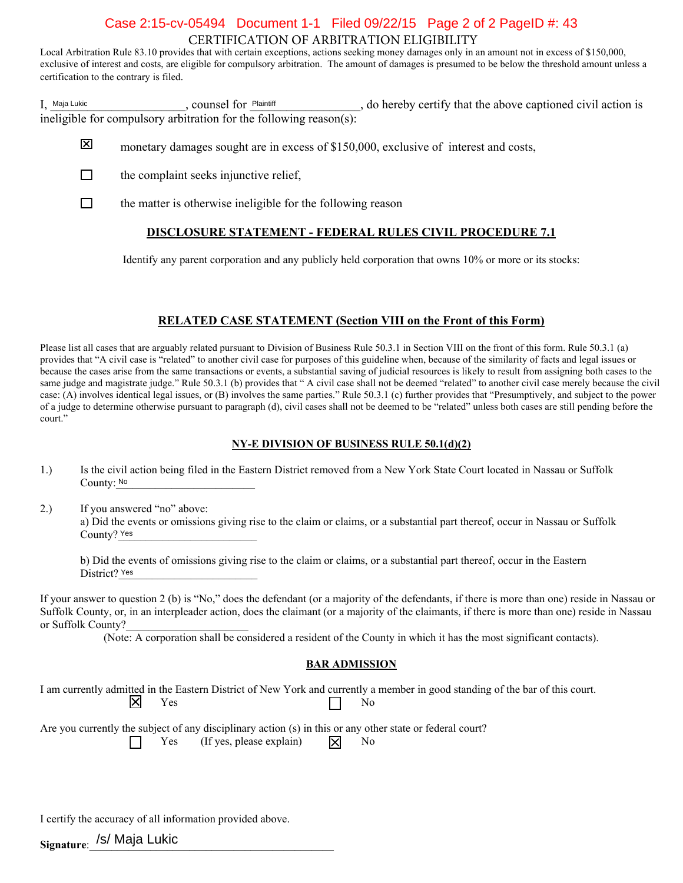CERTIFICATION OF ARBITRATION ELIGIBILITY

Local Arbitration Rule 83.10 provides that with certain exceptions, actions seeking money damages only in an amount not in excess of $150,000, exclusive of interest and costs, are eligible for compulsory arbitration. The amount of damages is presumed to be below the threshold amount unless a certification to the contrary is filed.

I, Maja Lukic, counsel for Plaintiff, do hereby certify that the above captioned civil action is ineligible for compulsory arbitration for the following reason(s):

- [x] monetary damages sought are in excess of $150,000, exclusive of interest and costs,
- [ ] the complaint seeks injunctive relief,
- [ ] the matter is otherwise ineligible for the following reason

## DISCLOSURE STATEMENT - FEDERAL RULES CIVIL PROCEDURE 7.1

Identify any parent corporation and any publicly held corporation that owns 10% or more or its stocks:

## RELATED CASE STATEMENT (Section VIII on the Front of this Form)

Please list all cases that are arguably related pursuant to Division of Business Rule 50.3.1 in Section VIII on the front of this form. Rule 50.3.1 (a) provides that "A civil case is "related" to another civil case for purposes of this guideline when, because of the similarity of facts and legal issues or because the cases arise from the same transactions or events, a substantial saving of judicial resources is likely to result from assigning both cases to the same judge and magistrate judge." Rule 50.3.1 (b) provides that " A civil case shall not be deemed "related" to another civil case merely because the civil case: (A) involves identical legal issues, or (B) involves the same parties." Rule 50.3.1 (c) further provides that "Presumptively, and subject to the power of a judge to determine otherwise pursuant to paragraph (d), civil cases shall not be deemed to be "related" unless both cases are still pending before the court."

## NY-E DIVISION OF BUSINESS RULE 50.1(d)(2)

1.) Is the civil action being filed in the Eastern District removed from a New York State Court located in Nassau or Suffolk County: No

2.) If you answered "no" above:
a) Did the events or omissions giving rise to the claim or claims, or a substantial part thereof, occur in Nassau or Suffolk County? Yes

b) Did the events of omissions giving rise to the claim or claims, or a substantial part thereof, occur in the Eastern District? Yes

If your answer to question 2 (b) is "No," does the defendant (or a majority of the defendants, if there is more than one) reside in Nassau or Suffolk County, or, in an interpleader action, does the claimant (or a majority of the claimants, if there is more than one) reside in Nassau or Suffolk County?____________________

(Note: A corporation shall be considered a resident of the County in which it has the most significant contacts).

## BAR ADMISSION

I am currently admitted in the Eastern District of New York and currently a member in good standing of the bar of this court.
- [x] Yes
- [ ] No

Are you currently the subject of any disciplinary action (s) in this or any other state or federal court?
- [ ] Yes (If yes, please explain)
- [x] No

I certify the accuracy of all information provided above.

**Signature**: /s/ Maja Lukic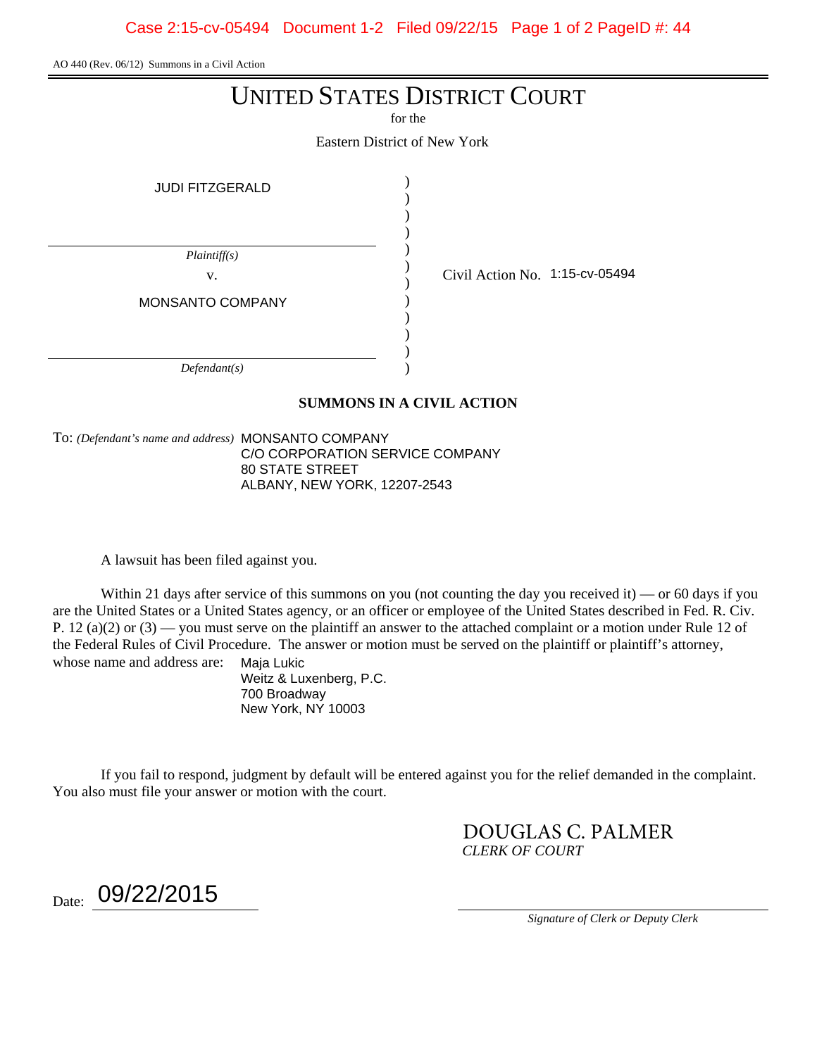AO 440 (Rev. 06/12) Summons in a Civil Action

# UNITED STATES DISTRICT COURT

for the

Eastern District of New York

JUDI FITZGERALD

*Plaintiff(s)*

v.

MONSANTO COMPANY

*Defendant(s)*

Civil Action No. 1:15-cv-05494

## SUMMONS IN A CIVIL ACTION

To: *(Defendant's name and address)* MONSANTO COMPANY
C/O CORPORATION SERVICE COMPANY
80 STATE STREET
ALBANY, NEW YORK, 12207-2543

A lawsuit has been filed against you.

Within 21 days after service of this summons on you (not counting the day you received it) — or 60 days if you are the United States or a United States agency, or an officer or employee of the United States described in Fed. R. Civ. P. 12 (a)(2) or (3) — you must serve on the plaintiff an answer to the attached complaint or a motion under Rule 12 of the Federal Rules of Civil Procedure. The answer or motion must be served on the plaintiff or plaintiff's attorney, whose name and address are:

Maja Lukic
Weitz & Luxenberg, P.C.
700 Broadway
New York, NY 10003

If you fail to respond, judgment by default will be entered against you for the relief demanded in the complaint. You also must file your answer or motion with the court.

DOUGLAS C. PALMER
*CLERK OF COURT*

Date: 09/22/2015

*Signature of Clerk or Deputy Clerk*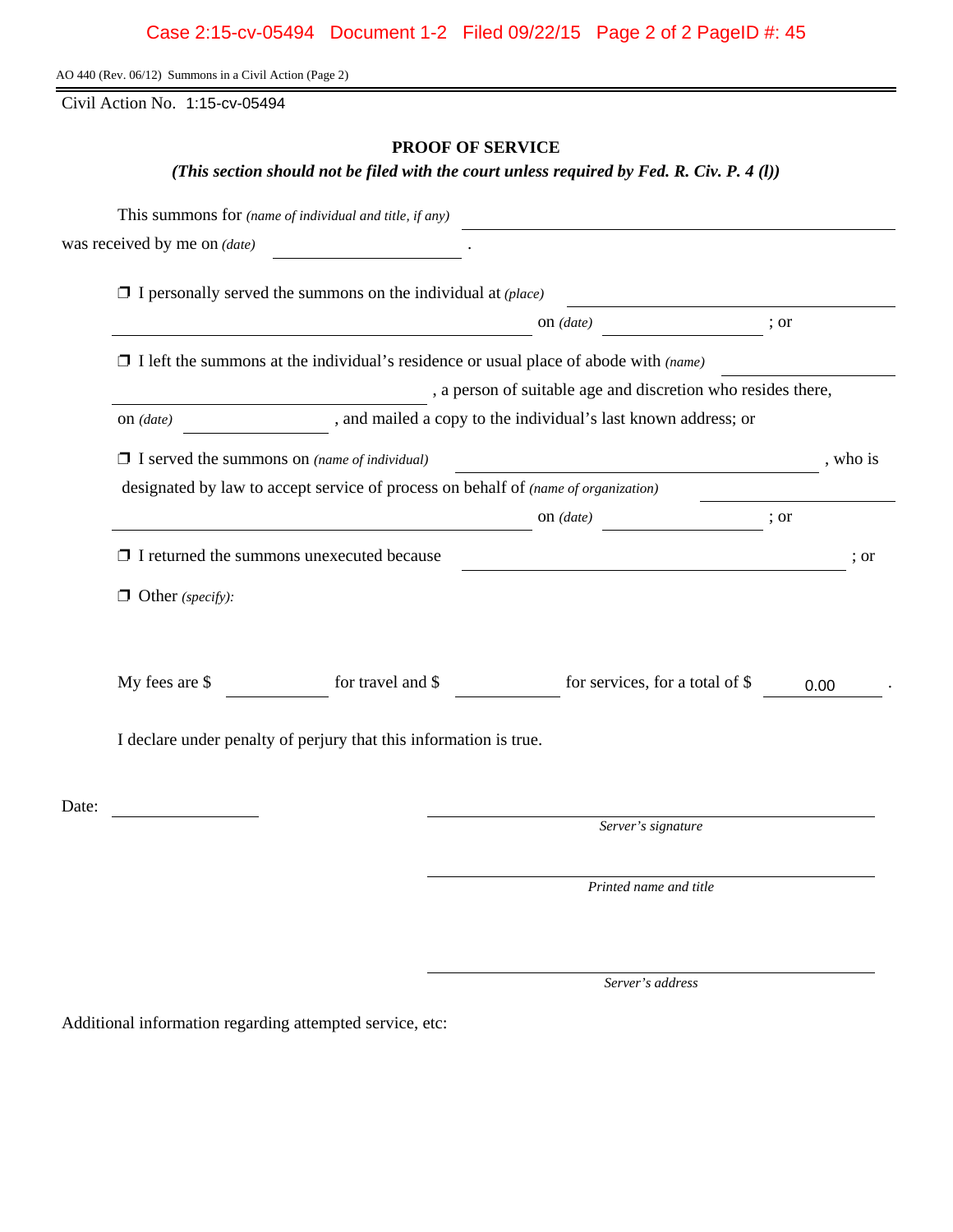AO 440 (Rev. 06/12) Summons in a Civil Action (Page 2)

Civil Action No. 1:15-cv-05494

## PROOF OF SERVICE

***(This section should not be filed with the court unless required by Fed. R. Civ. P. 4 (l))***

This summons for *(name of individual and title, if any)* ______________________________

was received by me on *(date)* ____________________ .

❒ I personally served the summons on the individual at *(place)* ______________________________

______________________________ on *(date)* ____________________ ; or

❒ I left the summons at the individual's residence or usual place of abode with *(name)* ____________________

______________________________ , a person of suitable age and discretion who resides there,

on *(date)* ____________________ , and mailed a copy to the individual's last known address; or

❒ I served the summons on *(name of individual)* ______________________________ , who is

designated by law to accept service of process on behalf of *(name of organization)* ____________________

______________________________ on *(date)* ____________________ ; or

❒ I returned the summons unexecuted because ______________________________ ; or

❒ Other *(specify):*

My fees are $ __________ for travel and $ __________ for services, for a total of $ 0.00 .

I declare under penalty of perjury that this information is true.

Date: ____________________

______________________________
*Server's signature*

______________________________
*Printed name and title*

______________________________
*Server's address*

Additional information regarding attempted service, etc: